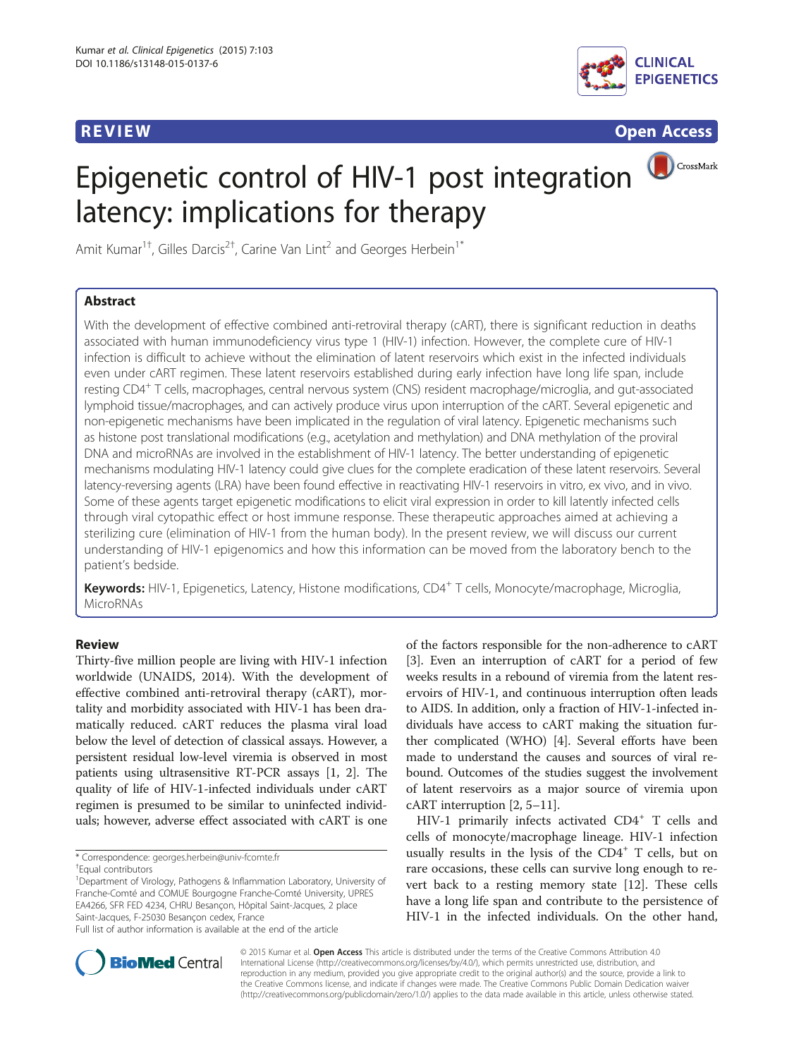REVIEW

Open Access

# Epigenetic control of HIV-1 post integration latency: implications for therapy

Amit Kumar[1†], Gilles Darcis[2†], Carine Van Lint[2] and Georges Herbein[1*]

## Abstract

With the development of effective combined anti-retroviral therapy (cART), there is significant reduction in deaths associated with human immunodeficiency virus type 1 (HIV-1) infection. However, the complete cure of HIV-1 infection is difficult to achieve without the elimination of latent reservoirs which exist in the infected individuals even under cART regimen. These latent reservoirs established during early infection have long life span, include resting $CD4^+$ T cells, macrophages, central nervous system (CNS) resident macrophage/microglia, and gut-associated lymphoid tissue/macrophages, and can actively produce virus upon interruption of the cART. Several epigenetic and non-epigenetic mechanisms have been implicated in the regulation of viral latency. Epigenetic mechanisms such as histone post translational modifications (e.g., acetylation and methylation) and DNA methylation of the proviral DNA and microRNAs are involved in the establishment of HIV-1 latency. The better understanding of epigenetic mechanisms modulating HIV-1 latency could give clues for the complete eradication of these latent reservoirs. Several latency-reversing agents (LRA) have been found effective in reactivating HIV-1 reservoirs in vitro, ex vivo, and in vivo. Some of these agents target epigenetic modifications to elicit viral expression in order to kill latently infected cells through viral cytopathic effect or host immune response. These therapeutic approaches aimed at achieving a sterilizing cure (elimination of HIV-1 from the human body). In the present review, we will discuss our current understanding of HIV-1 epigenomics and how this information can be moved from the laboratory bench to the patient's bedside.

**Keywords:** HIV-1, Epigenetics, Latency, Histone modifications, $CD4^+$ T cells, Monocyte/macrophage, Microglia, MicroRNAs

## Review

Thirty-five million people are living with HIV-1 infection worldwide (UNAIDS, 2014). With the development of effective combined anti-retroviral therapy (cART), mortality and morbidity associated with HIV-1 has been dramatically reduced. cART reduces the plasma viral load below the level of detection of classical assays. However, a persistent residual low-level viremia is observed in most patients using ultrasensitive RT-PCR assays [1, 2]. The quality of life of HIV-1-infected individuals under cART regimen is presumed to be similar to uninfected individuals; however, adverse effect associated with cART is one of the factors responsible for the non-adherence to cART [3]. Even an interruption of cART for a period of few weeks results in a rebound of viremia from the latent reservoirs of HIV-1, and continuous interruption often leads to AIDS. In addition, only a fraction of HIV-1-infected individuals have access to cART making the situation further complicated (WHO) [4]. Several efforts have been made to understand the causes and sources of viral rebound. Outcomes of the studies suggest the involvement of latent reservoirs as a major source of viremia upon cART interruption [2, 5–11].

HIV-1 primarily infects activated $CD4^+$ T cells and cells of monocyte/macrophage lineage. HIV-1 infection usually results in the lysis of the $CD4^+$ T cells, but on rare occasions, these cells can survive long enough to revert back to a resting memory state [12]. These cells have a long life span and contribute to the persistence of HIV-1 in the infected individuals. On the other hand,

\* Correspondence: georges.herbein@univ-fcomte.fr
†Equal contributors
[1]Department of Virology, Pathogens & Inflammation Laboratory, University of Franche-Comté and COMUE Bourgogne Franche-Comté University, UPRES EA4266, SFR FED 4234, CHRU Besançon, Hôpital Saint-Jacques, 2 place Saint-Jacques, F-25030 Besançon cedex, France
Full list of author information is available at the end of the article

© 2015 Kumar et al. **Open Access** This article is distributed under the terms of the Creative Commons Attribution 4.0 International License (http://creativecommons.org/licenses/by/4.0/), which permits unrestricted use, distribution, and reproduction in any medium, provided you give appropriate credit to the original author(s) and the source, provide a link to the Creative Commons license, and indicate if changes were made. The Creative Commons Public Domain Dedication waiver (http://creativecommons.org/publicdomain/zero/1.0/) applies to the data made available in this article, unless otherwise stated.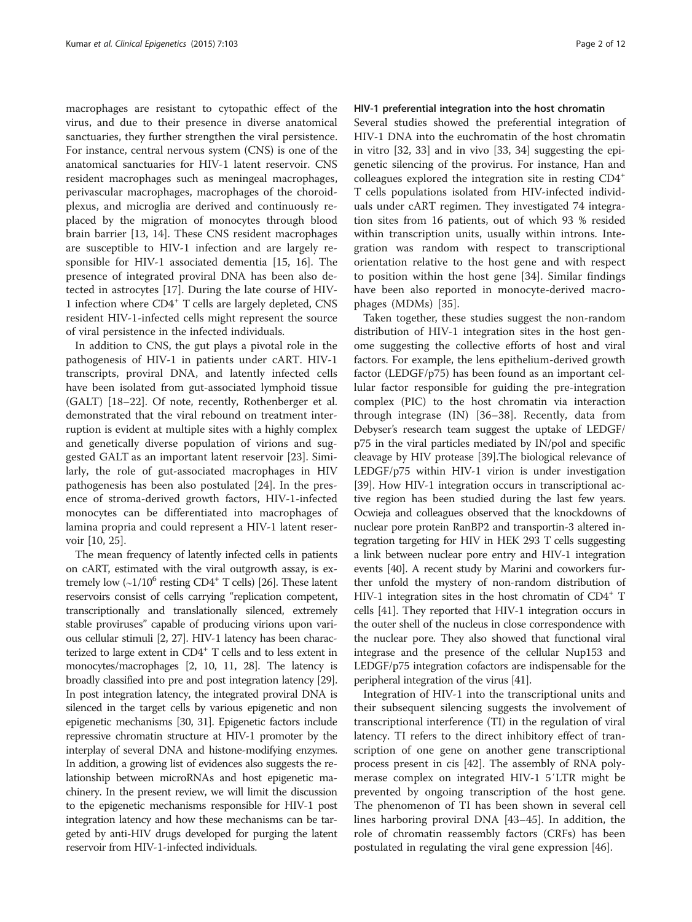macrophages are resistant to cytopathic effect of the virus, and due to their presence in diverse anatomical sanctuaries, they further strengthen the viral persistence. For instance, central nervous system (CNS) is one of the anatomical sanctuaries for HIV-1 latent reservoir. CNS resident macrophages such as meningeal macrophages, perivascular macrophages, macrophages of the choroid-plexus, and microglia are derived and continuously replaced by the migration of monocytes through blood brain barrier [13, 14]. These CNS resident macrophages are susceptible to HIV-1 infection and are largely responsible for HIV-1 associated dementia [15, 16]. The presence of integrated proviral DNA has been also detected in astrocytes [17]. During the late course of HIV-1 infection where $CD4^+$ T cells are largely depleted, CNS resident HIV-1-infected cells might represent the source of viral persistence in the infected individuals.

In addition to CNS, the gut plays a pivotal role in the pathogenesis of HIV-1 in patients under cART. HIV-1 transcripts, proviral DNA, and latently infected cells have been isolated from gut-associated lymphoid tissue (GALT) [18–22]. Of note, recently, Rothenberger et al. demonstrated that the viral rebound on treatment interruption is evident at multiple sites with a highly complex and genetically diverse population of virions and suggested GALT as an important latent reservoir [23]. Similarly, the role of gut-associated macrophages in HIV pathogenesis has been also postulated [24]. In the presence of stroma-derived growth factors, HIV-1-infected monocytes can be differentiated into macrophages of lamina propria and could represent a HIV-1 latent reservoir [10, 25].

The mean frequency of latently infected cells in patients on cART, estimated with the viral outgrowth assay, is extremely low (~$1/10^6$ resting $CD4^+$ T cells) [26]. These latent reservoirs consist of cells carrying "replication competent, transcriptionally and translationally silenced, extremely stable proviruses" capable of producing virions upon various cellular stimuli [2, 27]. HIV-1 latency has been characterized to large extent in $CD4^+$ T cells and to less extent in monocytes/macrophages [2, 10, 11, 28]. The latency is broadly classified into pre and post integration latency [29]. In post integration latency, the integrated proviral DNA is silenced in the target cells by various epigenetic and non epigenetic mechanisms [30, 31]. Epigenetic factors include repressive chromatin structure at HIV-1 promoter by the interplay of several DNA and histone-modifying enzymes. In addition, a growing list of evidences also suggests the relationship between microRNAs and host epigenetic machinery. In the present review, we will limit the discussion to the epigenetic mechanisms responsible for HIV-1 post integration latency and how these mechanisms can be targeted by anti-HIV drugs developed for purging the latent reservoir from HIV-1-infected individuals.

### HIV-1 preferential integration into the host chromatin

Several studies showed the preferential integration of HIV-1 DNA into the euchromatin of the host chromatin in vitro [32, 33] and in vivo [33, 34] suggesting the epigenetic silencing of the provirus. For instance, Han and colleagues explored the integration site in resting $CD4^+$ T cells populations isolated from HIV-infected individuals under cART regimen. They investigated 74 integration sites from 16 patients, out of which 93 % resided within transcription units, usually within introns. Integration was random with respect to transcriptional orientation relative to the host gene and with respect to position within the host gene [34]. Similar findings have been also reported in monocyte-derived macrophages (MDMs) [35].

Taken together, these studies suggest the non-random distribution of HIV-1 integration sites in the host genome suggesting the collective efforts of host and viral factors. For example, the lens epithelium-derived growth factor (LEDGF/p75) has been found as an important cellular factor responsible for guiding the pre-integration complex (PIC) to the host chromatin via interaction through integrase (IN) [36–38]. Recently, data from Debyser's research team suggest the uptake of LEDGF/p75 in the viral particles mediated by IN/pol and specific cleavage by HIV protease [39].The biological relevance of LEDGF/p75 within HIV-1 virion is under investigation [39]. How HIV-1 integration occurs in transcriptional active region has been studied during the last few years. Ocwieja and colleagues observed that the knockdowns of nuclear pore protein RanBP2 and transportin-3 altered integration targeting for HIV in HEK 293 T cells suggesting a link between nuclear pore entry and HIV-1 integration events [40]. A recent study by Marini and coworkers further unfold the mystery of non-random distribution of HIV-1 integration sites in the host chromatin of $CD4^+$ T cells [41]. They reported that HIV-1 integration occurs in the outer shell of the nucleus in close correspondence with the nuclear pore. They also showed that functional viral integrase and the presence of the cellular Nup153 and LEDGF/p75 integration cofactors are indispensable for the peripheral integration of the virus [41].

Integration of HIV-1 into the transcriptional units and their subsequent silencing suggests the involvement of transcriptional interference (TI) in the regulation of viral latency. TI refers to the direct inhibitory effect of transcription of one gene on another gene transcriptional process present in cis [42]. The assembly of RNA polymerase complex on integrated HIV-1 5′LTR might be prevented by ongoing transcription of the host gene. The phenomenon of TI has been shown in several cell lines harboring proviral DNA [43–45]. In addition, the role of chromatin reassembly factors (CRFs) has been postulated in regulating the viral gene expression [46].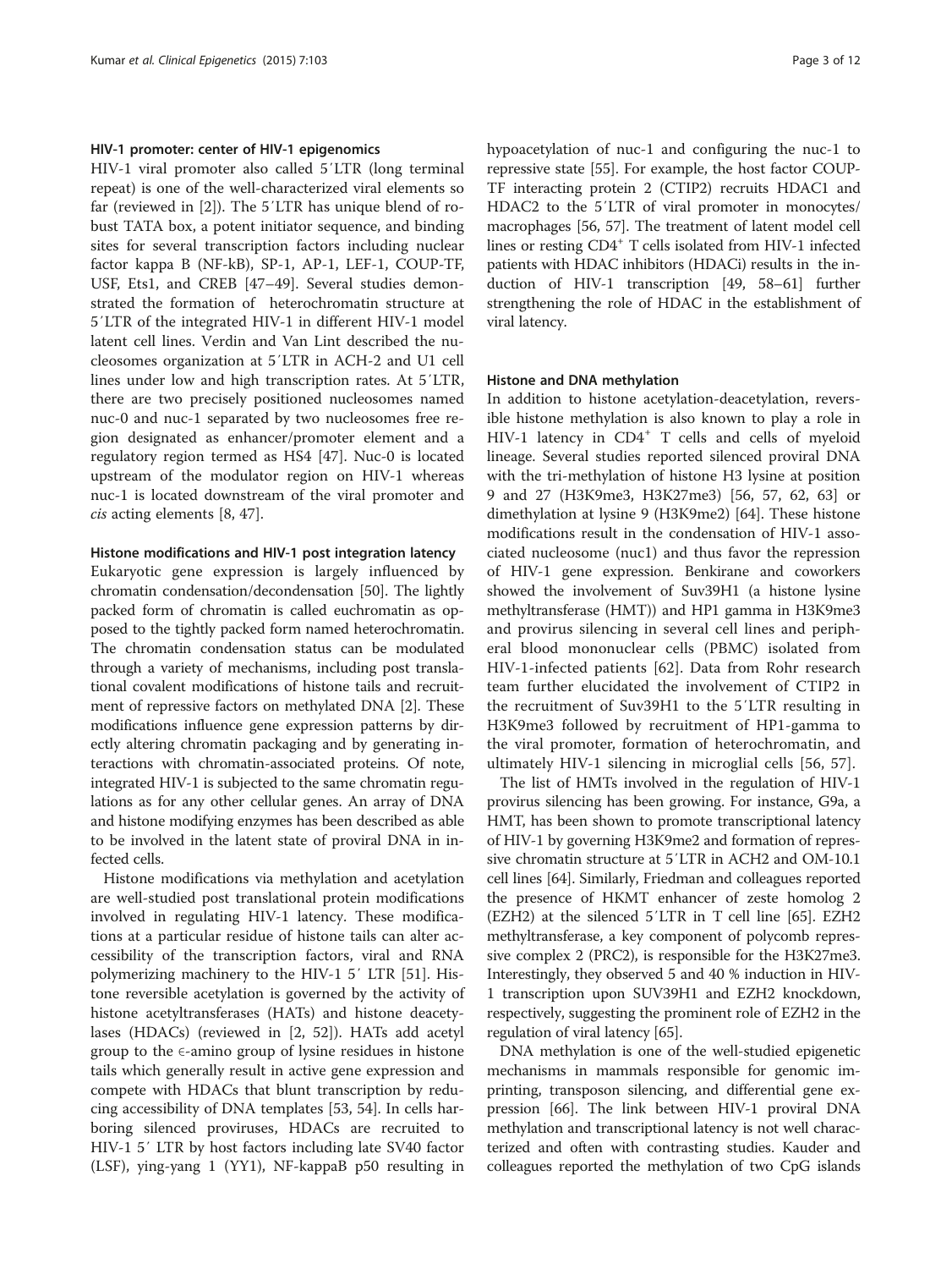### HIV-1 promoter: center of HIV-1 epigenomics

HIV-1 viral promoter also called 5′LTR (long terminal repeat) is one of the well-characterized viral elements so far (reviewed in [2]). The 5′LTR has unique blend of robust TATA box, a potent initiator sequence, and binding sites for several transcription factors including nuclear factor kappa B (NF-kB), SP-1, AP-1, LEF-1, COUP-TF, USF, Ets1, and CREB [47–49]. Several studies demonstrated the formation of heterochromatin structure at 5′LTR of the integrated HIV-1 in different HIV-1 model latent cell lines. Verdin and Van Lint described the nucleosomes organization at 5′LTR in ACH-2 and at U1 cell lines under low and high transcription rates. At 5′LTR, there are two precisely positioned nucleosomes named nuc-0 and nuc-1 separated by two nucleosomes free region designated as enhancer/promoter element and a regulatory region termed as HS4 [47]. Nuc-0 is located upstream of the modulator region on HIV-1 whereas nuc-1 is located downstream of the viral promoter and *cis* acting elements [8, 47].

### Histone modifications and HIV-1 post integration latency

Eukaryotic gene expression is largely influenced by chromatin condensation/decondensation [50]. The lightly packed form of chromatin is called euchromatin as opposed to the tightly packed form named heterochromatin. The chromatin condensation status can be modulated through a variety of mechanisms, including post translational covalent modifications of histone tails and recruitment of repressive factors on methylated DNA [2]. These modifications influence gene expression patterns by directly altering chromatin packaging and by generating interactions with chromatin-associated proteins. Of note, integrated HIV-1 is subjected to the same chromatin regulations as for any other cellular genes. An array of DNA and histone modifying enzymes has been described as able to be involved in the latent state of proviral DNA in infected cells.

Histone modifications via methylation and acetylation are well-studied post translational protein modifications involved in regulating HIV-1 latency. These modifications at a particular residue of histone tails can alter accessibility of the transcription factors, viral and RNA polymerizing machinery to the HIV-1 5′ LTR [51]. Histone reversible acetylation is governed by the activity of histone acetyltransferases (HATs) and histone deacetylases (HDACs) (reviewed in [2, 52]). HATs add acetyl group to the $\epsilon$-amino group of lysine residues in histone tails which generally result in active gene expression and compete with HDACs that blunt transcription by reducing accessibility of DNA templates [53, 54]. In cells harboring silenced proviruses, HDACs are recruited to HIV-1 5′ LTR by host factors including late SV40 factor (LSF), ying-yang 1 (YY1), NF-kappaB p50 resulting in hypoacetylation of nuc-1 and configuring the nuc-1 to repressive state [55]. For example, the host factor COUP-TF interacting protein 2 (CTIP2) recruits HDAC1 and HDAC2 to the 5′LTR of viral promoter in monocytes/macrophages [56, 57]. The treatment of latent model cell lines or resting $CD4^{+}$ T cells isolated from HIV-1 infected patients with HDAC inhibitors (HDACi) results in the induction of HIV-1 transcription [49, 58–61] further strengthening the role of HDAC in the establishment of viral latency.

### Histone and DNA methylation

In addition to histone acetylation-deacetylation, reversible histone methylation is also known to play a role in HIV-1 latency in $CD4^{+}$ T cells and cells of myeloid lineage. Several studies reported silenced proviral DNA with the tri-methylation of histone H3 lysine at position 9 and 27 (H3K9me3, H3K27me3) [56, 57, 62, 63] or dimethylation at lysine 9 (H3K9me2) [64]. These histone modifications result in the condensation of HIV-1 associated nucleosome (nuc1) and thus favor the repression of HIV-1 gene expression. Benkirane and coworkers showed the involvement of Suv39H1 (a histone lysine methyltransferase (HMT)) and HP1 gamma in H3K9me3 and provirus silencing in several cell lines and peripheral blood mononuclear cells (PBMC) isolated from HIV-1-infected patients [62]. Data from Rohr research team further elucidated the involvement of CTIP2 in the recruitment of Suv39H1 to the 5′LTR resulting in H3K9me3 followed by recruitment of HP1-gamma to the viral promoter, formation of heterochromatin, and ultimately HIV-1 silencing in microglial cells [56, 57].

The list of HMTs involved in the regulation of HIV-1 provirus silencing has been growing. For instance, G9a, a HMT, has been shown to promote transcriptional latency of HIV-1 by governing H3K9me2 and formation of repressive chromatin structure at 5′LTR in ACH2 and OM-10.1 cell lines [64]. Similarly, Friedman and colleagues reported the presence of HKMT enhancer of zeste homolog 2 (EZH2) at the silenced 5′LTR in T cell line [65]. EZH2 methyltransferase, a key component of polycomb repressive complex 2 (PRC2), is responsible for the H3K27me3. Interestingly, they observed 5 and 40 % induction in HIV-1 transcription upon SUV39H1 and EZH2 knockdown, respectively, suggesting the prominent role of EZH2 in the regulation of viral latency [65].

DNA methylation is one of the well-studied epigenetic mechanisms in mammals responsible for genomic imprinting, transposon silencing, and differential gene expression [66]. The link between HIV-1 proviral DNA methylation and transcriptional latency is not well characterized and often with contrasting studies. Kauder and colleagues reported the methylation of two CpG islands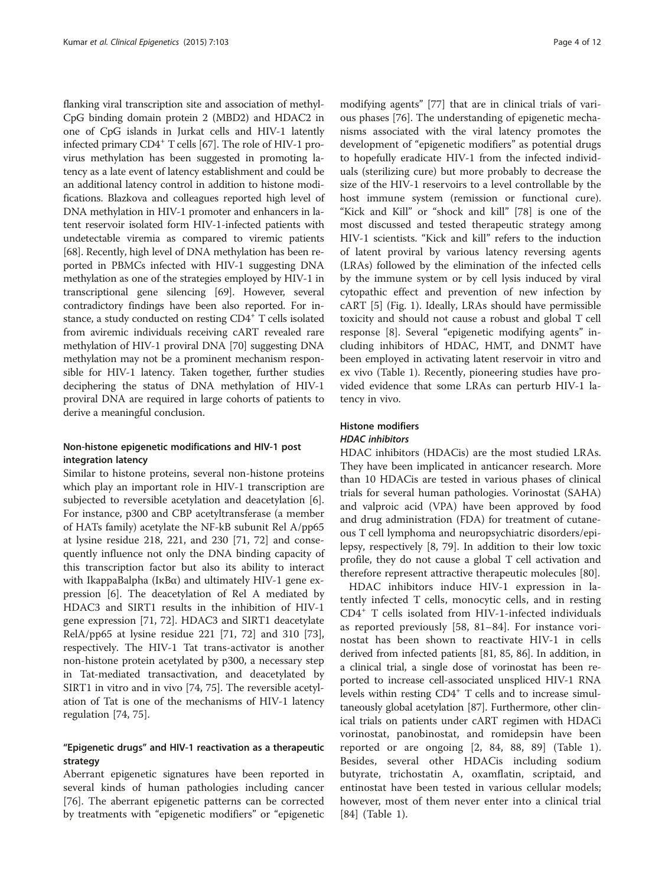flanking viral transcription site and association of methyl-CpG binding domain protein 2 (MBD2) and HDAC2 in one of CpG islands in Jurkat cells and HIV-1 latently infected primary CD4$^+$ T cells [67]. The role of HIV-1 provirus methylation has been suggested in promoting latency as a late event of latency establishment and could be an additional latency control in addition to histone modifications. Blazkova and colleagues reported high level of DNA methylation in HIV-1 promoter and enhancers in latent reservoir isolated form HIV-1-infected patients with undetectable viremia as compared to viremic patients [68]. Recently, high level of DNA methylation has been reported in PBMCs infected with HIV-1 suggesting DNA methylation as one of the strategies employed by HIV-1 in transcriptional gene silencing [69]. However, several contradictory findings have been also reported. For instance, a study conducted on resting CD4$^+$ T cells isolated from aviremic individuals receiving cART revealed rare methylation of HIV-1 proviral DNA [70] suggesting DNA methylation may not be a prominent mechanism responsible for HIV-1 latency. Taken together, further studies deciphering the status of DNA methylation of HIV-1 proviral DNA are required in large cohorts of patients to derive a meaningful conclusion.

## Non-histone epigenetic modifications and HIV-1 post integration latency

Similar to histone proteins, several non-histone proteins which play an important role in HIV-1 transcription are subjected to reversible acetylation and deacetylation [6]. For instance, p300 and CBP acetyltransferase (a member of HATs family) acetylate the NF-kB subunit Rel A/p65 at lysine residue 218, 221, and 230 [71, 72] and consequently influence not only the DNA binding capacity of this transcription factor but also its ability to interact with IkappaBalpha (IκBα) and ultimately HIV-1 gene expression [6]. The deacetylation of Rel A mediated by HDAC3 and SIRT1 results in the inhibition of HIV-1 gene expression [71, 72]. HDAC3 and SIRT1 deacetylate RelA/p65 at lysine residue 221 [71, 72] and 310 [73], respectively. The HIV-1 Tat trans-activator is another non-histone protein acetylated by p300, a necessary step in Tat-mediated transactivation, and deacetylated by SIRT1 in vitro and in vivo [74, 75]. The reversible acetylation of Tat is one of the mechanisms of HIV-1 latency regulation [74, 75].

## "Epigenetic drugs" and HIV-1 reactivation as a therapeutic strategy

Aberrant epigenetic signatures have been reported in several kinds of human pathologies including cancer [76]. The aberrant epigenetic patterns can be corrected by treatments with "epigenetic modifiers" or "epigenetic modifying agents" [77] that are in clinical trials of various phases [76]. The understanding of epigenetic mechanisms associated with the viral latency promotes the development of "epigenetic modifiers" as potential drugs to hopefully eradicate HIV-1 from the infected individuals (sterilizing cure) but more probably to decrease the size of the HIV-1 reservoirs to a level controllable by the host immune system (remission or functional cure). "Kick and Kill" or "shock and kill" [78] is one of the most discussed and tested therapeutic strategy among HIV-1 scientists. "Kick and kill" refers to the induction of latent proviral by various latency reversing agents (LRAs) followed by the elimination of the infected cells by the immune system or by cell lysis induced by viral cytopathic effect and prevention of new infection by cART [5] (Fig. 1). Ideally, LRAs should have permissible toxicity and should not cause a robust and global T cell response [8]. Several "epigenetic modifying agents" including inhibitors of HDAC, HMT, and DNMT have been employed in activating latent reservoir in vitro and ex vivo (Table 1). Recently, pioneering studies have provided evidence that some LRAs can perturb HIV-1 latency in vivo.

## Histone modifiers

### *HDAC inhibitors*

HDAC inhibitors (HDACis) are the most studied LRAs. They have been implicated in anticancer research. More than 10 HDACis are tested in various phases of clinical trials for several human pathologies. Vorinostat (SAHA) and valproic acid (VPA) have been approved by food and drug administration (FDA) for treatment of cutaneous T cell lymphoma and neuropsychiatric disorders/epilepsy, respectively [8, 79]. In addition to their low toxic profile, they do not cause a global T cell activation and therefore represent attractive therapeutic molecules [80].

HDAC inhibitors induce HIV-1 expression in latently infected T cells, monocytic cells, and in resting CD4$^+$ T cells isolated from HIV-1-infected individuals as reported previously [58, 81–84]. For instance vorinostat has been shown to reactivate HIV-1 in cells derived from infected patients [81, 85, 86]. In addition, in a clinical trial, a single dose of vorinostat has been reported to increase cell-associated unspliced HIV-1 RNA levels within resting CD4$^+$ T cells and to increase simultaneously global acetylation [87]. Furthermore, other clinical trials on patients under cART regimen with HDACi vorinostat, panobinostat, and romidepsin have been reported or are ongoing [2, 84, 88, 89] (Table 1). Besides, several other HDACis including sodium butyrate, trichostatin A, oxamflatin, scriptaid, and entinostat have been tested in various cellular models; however, most of them never enter into a clinical trial [84] (Table 1).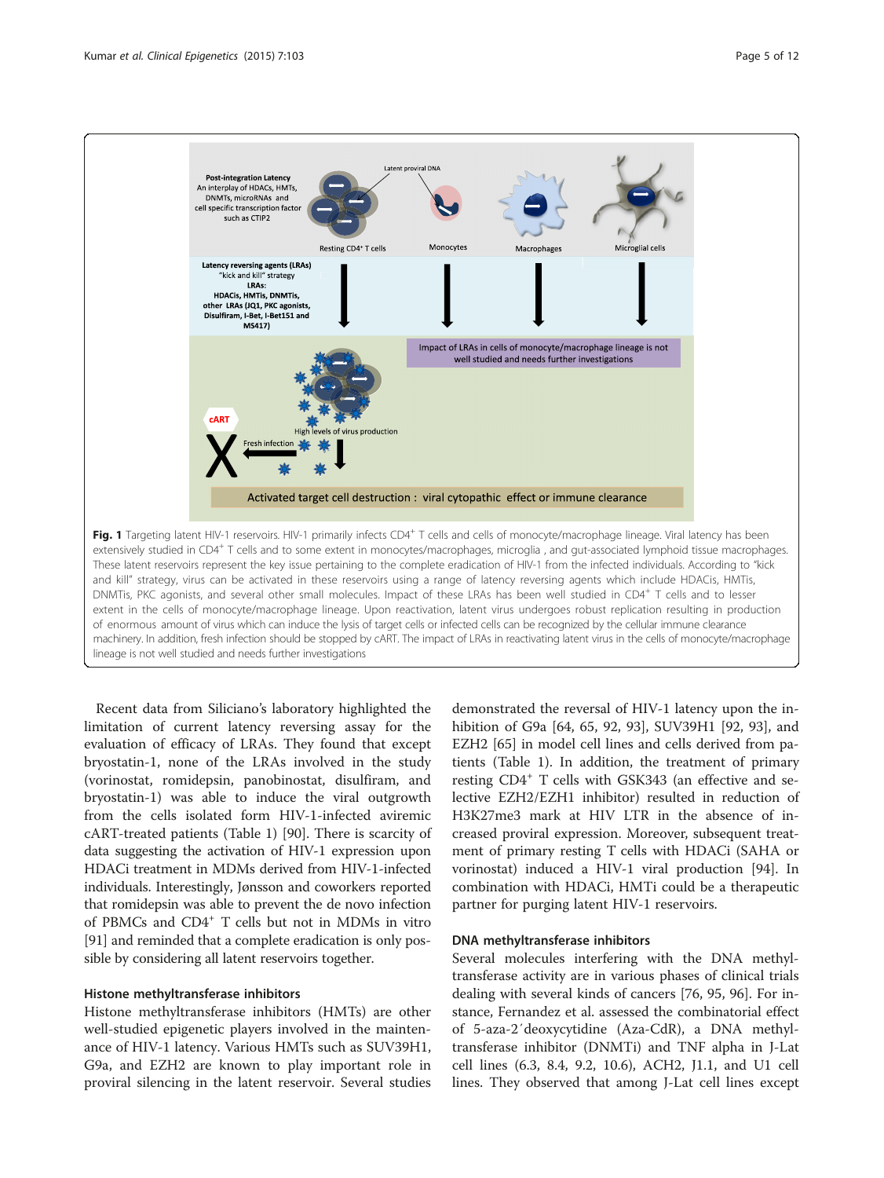**Fig. 1** Targeting latent HIV-1 reservoirs. HIV-1 primarily infects CD4+ T cells and cells of monocyte/macrophage lineage. Viral latency has been extensively studied in CD4+ T cells and to some extent in monocytes/macrophages, microglia , and gut-associated lymphoid tissue macrophages. These latent reservoirs represent the key issue pertaining to the complete eradication of HIV-1 from the infected individuals. According to "kick and kill" strategy, virus can be activated in these reservoirs using a range of latency reversing agents which include HDACis, HMTis, DNMTis, PKC agonists, and several other small molecules. Impact of these LRAs has been well studied in CD4+ T cells and to lesser extent in the cells of monocyte/macrophage lineage. Upon reactivation, latent virus undergoes robust replication resulting in production of enormous amount of virus which can induce the lysis of target cells or infected cells can be recognized by the cellular immune clearance machinery. In addition, fresh infection should be stopped by cART. The impact of LRAs in reactivating latent virus in the cells of monocyte/macrophage lineage is not well studied and needs further investigations

Recent data from Siliciano's laboratory highlighted the limitation of current latency reversing assay for the evaluation of efficacy of LRAs. They found that except bryostatin-1, none of the LRAs involved in the study (vorinostat, romidepsin, panobinostat, disulfiram, and bryostatin-1) was able to induce the viral outgrowth from the cells isolated form HIV-1-infected aviremic cART-treated patients (Table 1) [90]. There is scarcity of data suggesting the activation of HIV-1 expression upon HDACi treatment in MDMs derived from HIV-1-infected individuals. Interestingly, Jønsson and coworkers reported that romidepsin was able to prevent the de novo infection of PBMCs and CD4+ T cells but not in MDMs in vitro [91] and reminded that a complete eradication is only possible by considering all latent reservoirs together.

### Histone methyltransferase inhibitors

Histone methyltransferase inhibitors (HMTs) are other well-studied epigenetic players involved in the maintenance of HIV-1 latency. Various HMTs such as SUV39H1, G9a, and EZH2 are known to play important role in proviral silencing in the latent reservoir. Several studies demonstrated the reversal of HIV-1 latency upon the inhibition of G9a [64, 65, 92, 93], SUV39H1 [92, 93], and EZH2 [65] in model cell lines and cells derived from patients (Table 1). In addition, the treatment of primary resting CD4+ T cells with GSK343 (an effective and selective EZH2/EZH1 inhibitor) resulted in reduction of H3K27me3 mark at HIV LTR in the absence of increased proviral expression. Moreover, subsequent treatment of primary resting T cells with HDACi (SAHA or vorinostat) induced a HIV-1 viral production [94]. In combination with HDACi, HMTi could be a therapeutic partner for purging latent HIV-1 reservoirs.

### DNA methyltransferase inhibitors

Several molecules interfering with the DNA methyltransferase activity are in various phases of clinical trials dealing with several kinds of cancers [76, 95, 96]. For instance, Fernandez et al. assessed the combinatorial effect of 5-aza-2´deoxycytidine (Aza-CdR), a DNA methyltransferase inhibitor (DNMTi) and TNF alpha in J-Lat cell lines (6.3, 8.4, 9.2, 10.6), ACH2, J1.1, and U1 cell lines. They observed that among J-Lat cell lines except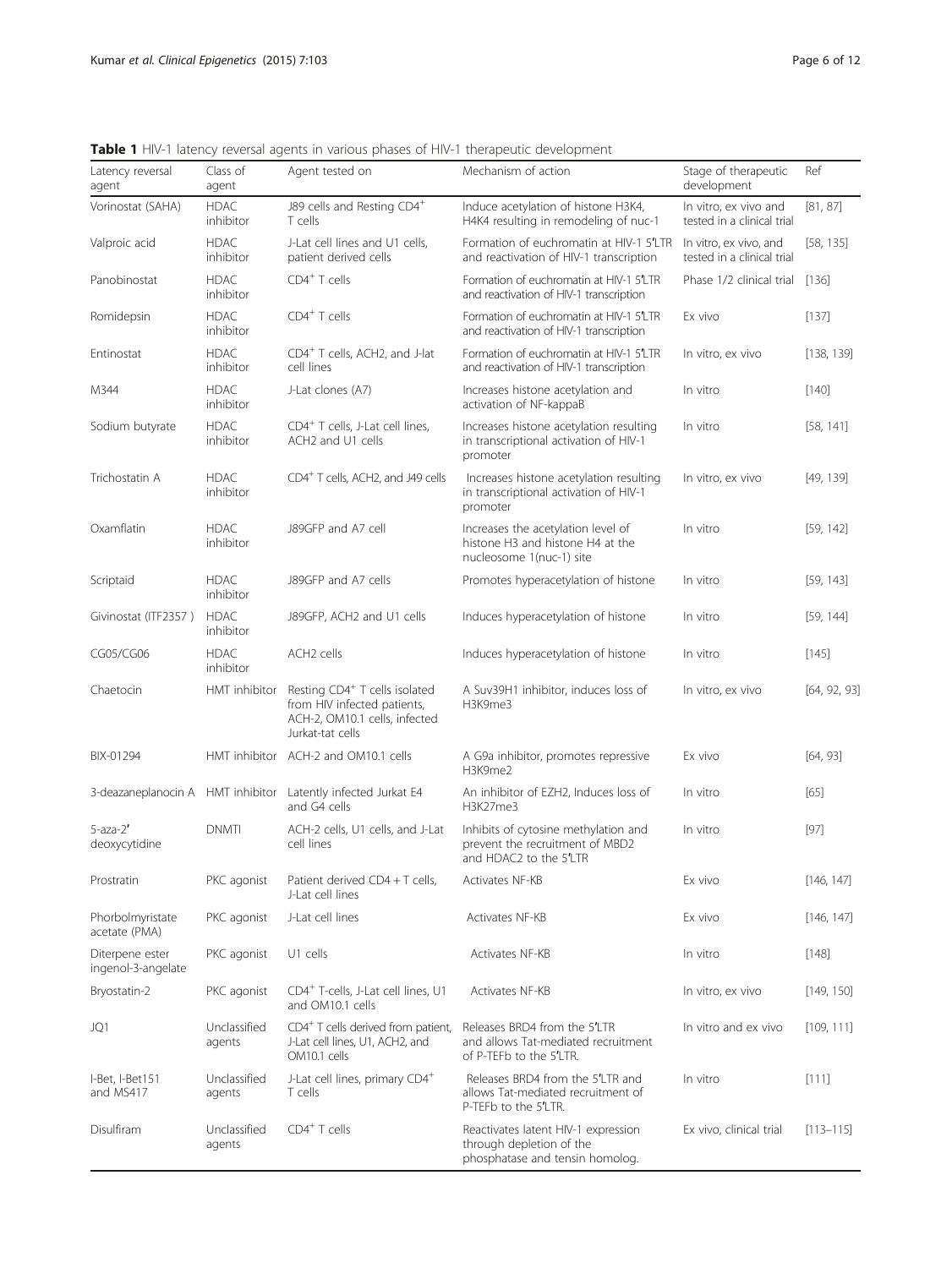**Table 1** HIV-1 latency reversal agents in various phases of HIV-1 therapeutic development

| Latency reversal agent | Class of agent | Agent tested on | Mechanism of action | Stage of therapeutic development | Ref |
|---|---|---|---|---|---|
| Vorinostat (SAHA) | HDAC inhibitor | J89 cells and Resting CD4$^+$ T cells | Induce acetylation of histone H3K4, H4K4 resulting in remodeling of nuc-1 | In vitro, ex vivo and tested in a clinical trial | [81, 87] |
| Valproic acid | HDAC inhibitor | J-Lat cell lines and U1 cells, patient derived cells | Formation of euchromatin at HIV-1 5′LTR and reactivation of HIV-1 transcription | In vitro, ex vivo, and tested in a clinical trial | [58, 135] |
| Panobinostat | HDAC inhibitor | CD4$^+$ T cells | Formation of euchromatin at HIV-1 5′LTR and reactivation of HIV-1 transcription | Phase 1/2 clinical trial | [136] |
| Romidepsin | HDAC inhibitor | CD4$^+$ T cells | Formation of euchromatin at HIV-1 5′LTR and reactivation of HIV-1 transcription | Ex vivo | [137] |
| Entinostat | HDAC inhibitor | CD4$^+$ T cells, ACH2, and J-lat cell lines | Formation of euchromatin at HIV-1 5′LTR and reactivation of HIV-1 transcription | In vitro, ex vivo | [138, 139] |
| M344 | HDAC inhibitor | J-Lat clones (A7) | Increases histone acetylation and activation of NF-kappaB | In vitro | [140] |
| Sodium butyrate | HDAC inhibitor | CD4$^+$ T cells, J-Lat cell lines, ACH2 and U1 cells | Increases histone acetylation resulting in transcriptional activation of HIV-1 promoter | In vitro | [58, 141] |
| Trichostatin A | HDAC inhibitor | CD4$^+$ T cells, ACH2, and J49 cells | Increases histone acetylation resulting in transcriptional activation of HIV-1 promoter | In vitro, ex vivo | [49, 139] |
| Oxamflatin | HDAC inhibitor | J89GFP and A7 cell | Increases the acetylation level of histone H3 and histone H4 at the nucleosome 1(nuc-1) site | In vitro | [59, 142] |
| Scriptaid | HDAC inhibitor | J89GFP and A7 cells | Promotes hyperacetylation of histone | In vitro | [59, 143] |
| Givinostat (ITF2357 ) | HDAC inhibitor | J89GFP, ACH2 and U1 cells | Induces hyperacetylation of histone | In vitro | [59, 144] |
| CG05/CG06 | HDAC inhibitor | ACH2 cells | Induces hyperacetylation of histone | In vitro | [145] |
| Chaetocin | HMT inhibitor | Resting CD4$^+$ T cells isolated from HIV infected patients, ACH-2, OM10.1 cells, infected Jurkat-tat cells | A Suv39H1 inhibitor, induces loss of H3K9me3 | In vitro, ex vivo | [64, 92, 93] |
| BIX-01294 | HMT inhibitor | ACH-2 and OM10.1 cells | A G9a inhibitor, promotes repressive H3K9me2 | Ex vivo | [64, 93] |
| 3-deazaneplanocin A | HMT inhibitor | Latently infected Jurkat E4 and G4 cells | An inhibitor of EZH2, Induces loss of H3K27me3 | In vitro | [65] |
| 5-aza-2′ deoxycytidine | DNMTI | ACH-2 cells, U1 cells, and J-Lat cell lines | Inhibits of cytosine methylation and prevent the recruitment of MBD2 and HDAC2 to the 5′LTR | In vitro | [97] |
| Prostratin | PKC agonist | Patient derived CD4 + T cells, J-Lat cell lines | Activates NF-KB | Ex vivo | [146, 147] |
| Phorbolmyristate acetate (PMA) | PKC agonist | J-Lat cell lines | Activates NF-KB | Ex vivo | [146, 147] |
| Diterpene ester ingenol-3-angelate | PKC agonist | U1 cells | Activates NF-KB | In vitro | [148] |
| Bryostatin-2 | PKC agonist | CD4$^+$ T-cells, J-Lat cell lines, U1 and OM10.1 cells | Activates NF-KB | In vitro, ex vivo | [149, 150] |
| JQ1 | Unclassified agents | CD4$^+$ T cells derived from patient, J-Lat cell lines, U1, ACH2, and OM10.1 cells | Releases BRD4 from the 5′LTR and allows Tat-mediated recruitment of P-TEFb to the 5′LTR. | In vitro and ex vivo | [109, 111] |
| I-Bet, I-Bet151 and MS417 | Unclassified agents | J-Lat cell lines, primary CD4$^+$ T cells | Releases BRD4 from the 5′LTR and allows Tat-mediated recruitment of P-TEFb to the 5′LTR. | In vitro | [111] |
| Disulfiram | Unclassified agents | CD4$^+$ T cells | Reactivates latent HIV-1 expression through depletion of the phosphatase and tensin homolog. | Ex vivo, clinical trial | [113–115] |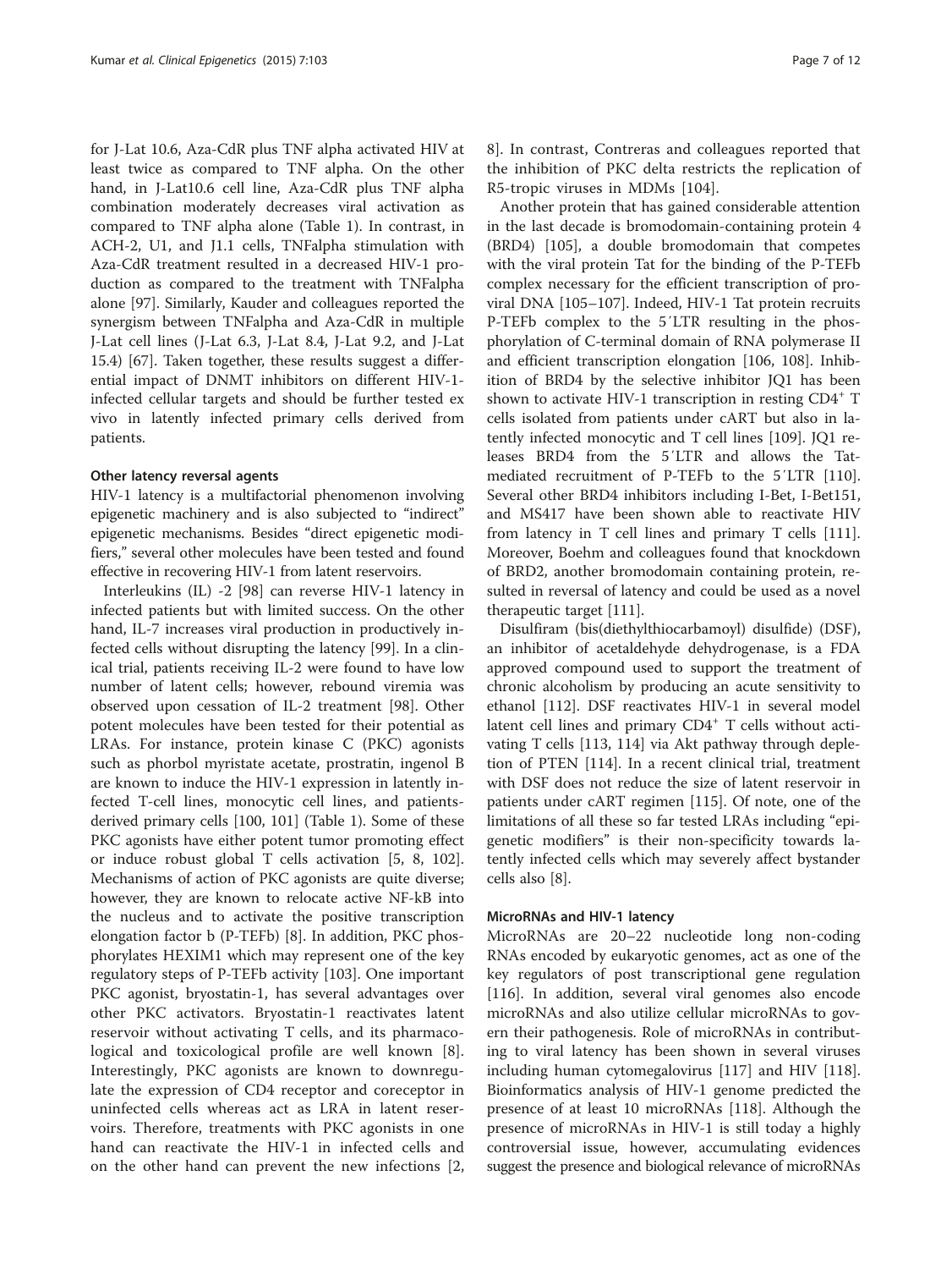for J-Lat 10.6, Aza-CdR plus TNF alpha activated HIV at least twice as compared to TNF alpha. On the other hand, in J-Lat10.6 cell line, Aza-CdR plus TNF alpha combination moderately decreases viral activation as compared to TNF alpha alone (Table 1). In contrast, in ACH-2, U1, and J1.1 cells, TNFalpha stimulation with Aza-CdR treatment resulted in a decreased HIV-1 production as compared to the treatment with TNFalpha alone [97]. Similarly, Kauder and colleagues reported the synergism between TNFalpha and Aza-CdR in multiple J-Lat cell lines (J-Lat 6.3, J-Lat 8.4, J-Lat 9.2, and J-Lat 15.4) [67]. Taken together, these results suggest a differential impact of DNMT inhibitors on different HIV-1-infected cellular targets and should be further tested ex vivo in latently infected primary cells derived from patients.

#### Other latency reversal agents

HIV-1 latency is a multifactorial phenomenon involving epigenetic machinery and is also subjected to "indirect" epigenetic mechanisms. Besides "direct epigenetic modifiers," several other molecules have been tested and found effective in recovering HIV-1 from latent reservoirs.

Interleukins (IL) -2 [98] can reverse HIV-1 latency in infected patients but with limited success. On the other hand, IL-7 increases viral production in productively infected cells without disrupting the latency [99]. In a clinical trial, patients receiving IL-2 were found to have low number of latent cells; however, rebound viremia was observed upon cessation of IL-2 treatment [98]. Other potent molecules have been tested for their potential as LRAs. For instance, protein kinase C (PKC) agonists such as phorbol myristate acetate, prostratin, ingenol B are known to induce the HIV-1 expression in latently infected T-cell lines, monocytic cell lines, and patients-derived primary cells [100, 101] (Table 1). Some of these PKC agonists have either potent tumor promoting effect or induce robust global T cells activation [5, 8, 102]. Mechanisms of action of PKC agonists are quite diverse; however, they are known to relocate active NF-kB into the nucleus and to activate the positive transcription elongation factor b (P-TEFb) [8]. In addition, PKC phosphorylates HEXIM1 which may represent one of the key regulatory steps of P-TEFb activity [103]. One important PKC agonist, bryostatin-1, has several advantages over other PKC activators. Bryostatin-1 reactivates latent reservoir without activating T cells, and its pharmacological and toxicological profile are well known [8]. Interestingly, PKC agonists are known to downregulate the expression of CD4 receptor and coreceptor in uninfected cells whereas act as LRA in latent reservoirs. Therefore, treatments with PKC agonists in one hand can reactivate the HIV-1 in infected cells and on the other hand can prevent the new infections [2, 8]. In contrast, Contreras and colleagues reported that the inhibition of PKC delta restricts the replication of R5-tropic viruses in MDMs [104].

Another protein that has gained considerable attention in the last decade is bromodomain-containing protein 4 (BRD4) [105], a double bromodomain that competes with the viral protein Tat for the binding of the P-TEFb complex necessary for the efficient transcription of proviral DNA [105–107]. Indeed, HIV-1 Tat protein recruits P-TEFb complex to the 5′LTR resulting in the phosphorylation of C-terminal domain of RNA polymerase II and efficient transcription elongation [106, 108]. Inhibition of BRD4 by the selective inhibitor JQ1 has been shown to activate HIV-1 transcription in resting CD4$^{+}$ T cells isolated from patients under cART but also in latently infected monocytic and T cell lines [109]. JQ1 releases BRD4 from the 5′LTR and allows the Tat-mediated recruitment of P-TEFb to the 5′LTR [110]. Several other BRD4 inhibitors including I-Bet, I-Bet151, and MS417 have been shown able to reactivate HIV from latency in T cell lines and primary T cells [111]. Moreover, Boehm and colleagues found that knockdown of BRD2, another bromodomain containing protein, resulted in reversal of latency and could be used as a novel therapeutic target [111].

Disulfiram (bis(diethylthiocarbamoyl) disulfide) (DSF), an inhibitor of acetaldehyde dehydrogenase, is a FDA approved compound used to support the treatment of chronic alcoholism by producing an acute sensitivity to ethanol [112]. DSF reactivates HIV-1 in several model latent cell lines and primary CD4$^{+}$ T cells without activating T cells [113, 114] via Akt pathway through depletion of PTEN [114]. In a recent clinical trial, treatment with DSF does not reduce the size of latent reservoir in patients under cART regimen [115]. Of note, one of the limitations of all these so far tested LRAs including "epigenetic modifiers" is their non-specificity towards latently infected cells which may severely affect bystander cells also [8].

#### MicroRNAs and HIV-1 latency

MicroRNAs are 20–22 nucleotide long non-coding RNAs encoded by eukaryotic genomes, act as one of the key regulators of post transcriptional gene regulation [116]. In addition, several viral genomes also encode microRNAs and also utilize cellular microRNAs to govern their pathogenesis. Role of microRNAs in contributing to viral latency has been shown in several viruses including human cytomegalovirus [117] and HIV [118]. Bioinformatics analysis of HIV-1 genome predicted the presence of at least 10 microRNAs [118]. Although the presence of microRNAs in HIV-1 is still today a highly controversial issue, however, accumulating evidences suggest the presence and biological relevance of microRNAs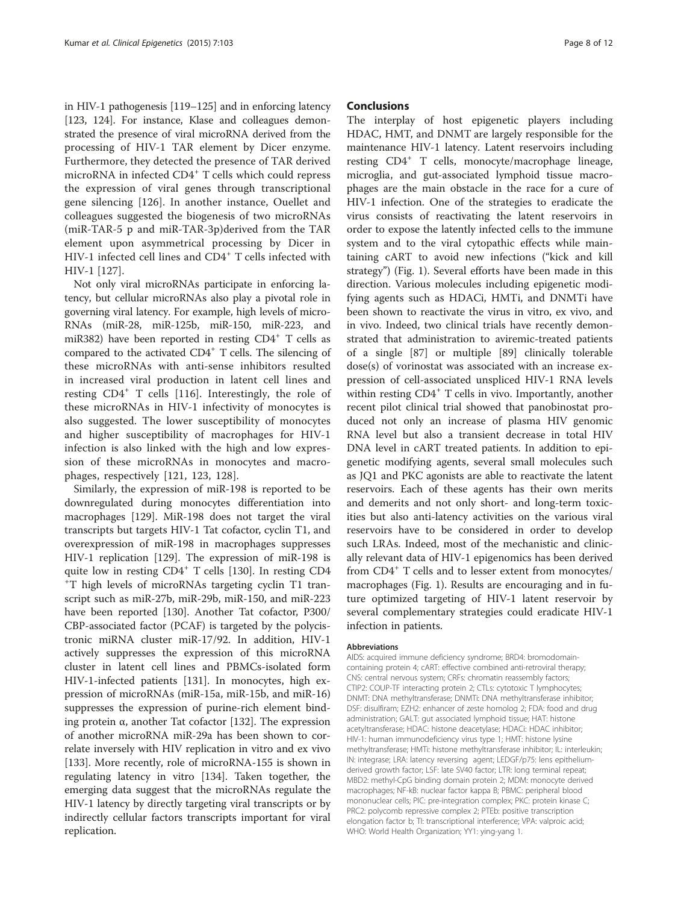in HIV-1 pathogenesis [119–125] and in enforcing latency [123, 124]. For instance, Klase and colleagues demonstrated the presence of viral microRNA derived from the processing of HIV-1 TAR element by Dicer enzyme. Furthermore, they detected the presence of TAR derived microRNA in infected CD4$^+$ T cells which could repress the expression of viral genes through transcriptional gene silencing [126]. In another instance, Ouellet and colleagues suggested the biogenesis of two microRNAs (miR-TAR-5 p and miR-TAR-3p)derived from the TAR element upon asymmetrical processing by Dicer in HIV-1 infected cell lines and CD4$^+$ T cells infected with HIV-1 [127].

Not only viral microRNAs participate in enforcing latency, but cellular microRNAs also play a pivotal role in governing viral latency. For example, high levels of microRNAs (miR-28, miR-125b, miR-150, miR-223, and miR382) have been reported in resting CD4$^+$ T cells as compared to the activated CD4$^+$ T cells. The silencing of these microRNAs with anti-sense inhibitors resulted in increased viral production in latent cell lines and resting CD4$^+$ T cells [116]. Interestingly, the role of these microRNAs in HIV-1 infectivity of monocytes is also suggested. The lower susceptibility of monocytes and higher susceptibility of macrophages for HIV-1 infection is also linked with the high and low expression of these microRNAs in monocytes and macrophages, respectively [121, 123, 128].

Similarly, the expression of miR-198 is reported to be downregulated during monocytes differentiation into macrophages [129]. MiR-198 does not target the viral transcripts but targets HIV-1 Tat cofactor, cyclin T1, and overexpression of miR-198 in macrophages suppresses HIV-1 replication [129]. The expression of miR-198 is quite low in resting CD4$^+$ T cells [130]. In resting CD4$^+$T high levels of microRNAs targeting cyclin T1 transcript such as miR-27b, miR-29b, miR-150, and miR-223 have been reported [130]. Another Tat cofactor, P300/CBP-associated factor (PCAF) is targeted by the polycistronic miRNA cluster miR-17/92. In addition, HIV-1 actively suppresses the expression of this microRNA cluster in latent cell lines and PBMCs-isolated form HIV-1-infected patients [131]. In monocytes, high expression of microRNAs (miR-15a, miR-15b, and miR-16) suppresses the expression of purine-rich element binding protein α, another Tat cofactor [132]. The expression of another microRNA miR-29a has been shown to correlate inversely with HIV replication in vitro and ex vivo [133]. More recently, role of microRNA-155 is shown in regulating latency in vitro [134]. Taken together, the emerging data suggest that the microRNAs regulate the HIV-1 latency by directly targeting viral transcripts or by indirectly cellular factors transcripts important for viral replication.

## Conclusions

The interplay of host epigenetic players including HDAC, HMT, and DNMT are largely responsible for the maintenance HIV-1 latency. Latent reservoirs including resting CD4$^+$ T cells, monocyte/macrophage lineage, microglia, and gut-associated lymphoid tissue macrophages are the main obstacle in the race for a cure of HIV-1 infection. One of the strategies to eradicate the virus consists of reactivating the latent reservoirs in order to expose the latently infected cells to the immune system and to the viral cytopathic effects while maintaining cART to avoid new infections ("kick and kill strategy") (Fig. 1). Several efforts have been made in this direction. Various molecules including epigenetic modifying agents such as HDACi, HMTi, and DNMTi have been shown to reactivate the virus in vitro, ex vivo, and in vivo. Indeed, two clinical trials have recently demonstrated that administration to aviremic-treated patients of a single [87] or multiple [89] clinically tolerable dose(s) of vorinostat was associated with an increase expression of cell-associated unspliced HIV-1 RNA levels within resting CD4$^+$ T cells in vivo. Importantly, another recent pilot clinical trial showed that panobinostat produced not only an increase of plasma HIV genomic RNA level but also a transient decrease in total HIV DNA level in cART treated patients. In addition to epigenetic modifying agents, several small molecules such as JQ1 and PKC agonists are able to reactivate the latent reservoirs. Each of these agents has their own merits and demerits and not only short- and long-term toxicities but also anti-latency activities on the various viral reservoirs have to be considered in order to develop such LRAs. Indeed, most of the mechanistic and clinically relevant data of HIV-1 epigenomics has been derived from CD4$^+$ T cells and to lesser extent from monocytes/macrophages (Fig. 1). Results are encouraging and in future optimized targeting of HIV-1 latent reservoir by several complementary strategies could eradicate HIV-1 infection in patients.

### Abbreviations

AIDS: acquired immune deficiency syndrome; BRD4: bromodomain-containing protein 4; cART: effective combined anti-retroviral therapy; CNS: central nervous system; CRFs: chromatin reassembly factors; CTIP2: COUP-TF interacting protein 2; CTLs: cytotoxic T lymphocytes; DNMT: DNA methyltransferase; DNMTi: DNA methyltransferase inhibitor; DSF: disulfiram; EZH2: enhancer of zeste homolog 2; FDA: food and drug administration; GALT: gut associated lymphoid tissue; HAT: histone acetyltransferase; HDAC: histone deacetylase; HDACi: HDAC inhibitor; HIV-1: human immunodeficiency virus type 1; HMT: histone lysine methyltransferase; HMTi: histone methyltransferase inhibitor; IL: interleukin; IN: integrase; LRA: latency reversing agent; LEDGF/p75: lens epithelium-derived growth factor; LSF: late SV40 factor; LTR: long terminal repeat; MBD2: methyl-CpG binding domain protein 2; MDM: monocyte derived macrophages; NF-kB: nuclear factor kappa B; PBMC: peripheral blood mononuclear cells; PIC: pre-integration complex; PKC: protein kinase C; PRC2: polycomb repressive complex 2; PTEb: positive transcription elongation factor b; TI: transcriptional interference; VPA: valproic acid; WHO: World Health Organization; YY1: ying-yang 1.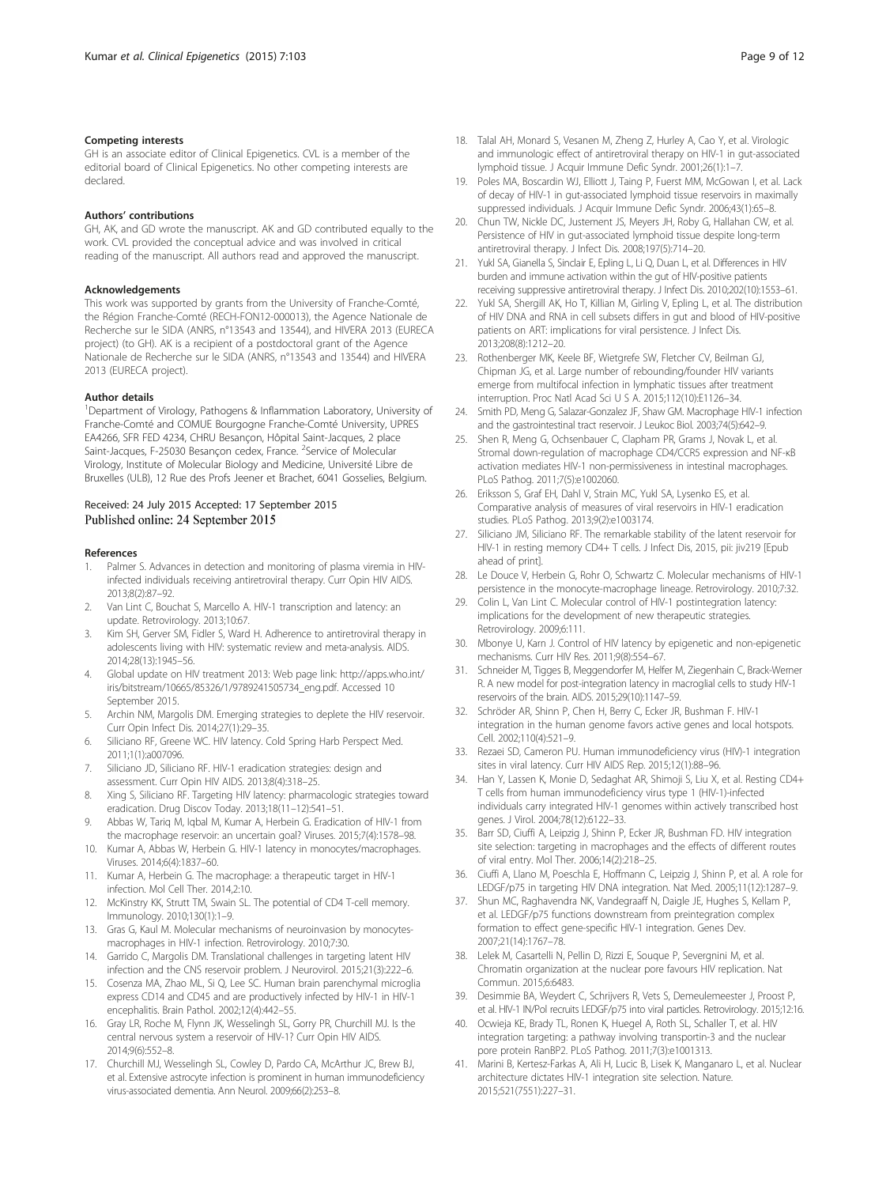### Competing interests

GH is an associate editor of Clinical Epigenetics. CVL is a member of the editorial board of Clinical Epigenetics. No other competing interests are declared.

### Authors' contributions

GH, AK, and GD wrote the manuscript. AK and GD contributed equally to the work. CVL provided the conceptual advice and was involved in critical reading of the manuscript. All authors read and approved the manuscript.

### Acknowledgements

This work was supported by grants from the University of Franche-Comté, the Région Franche-Comté (RECH-FON12-000013), the Agence Nationale de Recherche sur le SIDA (ANRS, n°13543 and 13544), and HIVERA 2013 (EURECA project) (to GH). AK is a recipient of a postdoctoral grant of the Agence Nationale de Recherche sur le SIDA (ANRS, n°13543 and 13544) and HIVERA 2013 (EURECA project).

### Author details

[1]Department of Virology, Pathogens & Inflammation Laboratory, University of Franche-Comté and COMUE Bourgogne Franche-Comté University, UPRES EA4266, SFR FED 4234, CHRU Besançon, Hôpital Saint-Jacques, 2 place Saint-Jacques, F-25030 Besançon cedex, France. [2]Service of Molecular Virology, Institute of Molecular Biology and Medicine, Université Libre de Bruxelles (ULB), 12 Rue des Profs Jeener et Brachet, 6041 Gosselies, Belgium.

Received: 24 July 2015 Accepted: 17 September 2015
Published online: 24 September 2015

### References

1. Palmer S. Advances in detection and monitoring of plasma viremia in HIV-infected individuals receiving antiretroviral therapy. Curr Opin HIV AIDS. 2013;8(2):87–92.
2. Van Lint C, Bouchat S, Marcello A. HIV-1 transcription and latency: an update. Retrovirology. 2013;10:67.
3. Kim SH, Gerver SM, Fidler S, Ward H. Adherence to antiretroviral therapy in adolescents living with HIV: systematic review and meta-analysis. AIDS. 2014;28(13):1945–56.
4. Global update on HIV treatment 2013: Web page link: http://apps.who.int/iris/bitstream/10665/85326/1/9789241505734_eng.pdf. Accessed 10 September 2015.
5. Archin NM, Margolis DM. Emerging strategies to deplete the HIV reservoir. Curr Opin Infect Dis. 2014;27(1):29–35.
6. Siliciano RF, Greene WC. HIV latency. Cold Spring Harb Perspect Med. 2011;1(1):a007096.
7. Siliciano JD, Siliciano RF. HIV-1 eradication strategies: design and assessment. Curr Opin HIV AIDS. 2013;8(4):318–25.
8. Xing S, Siliciano RF. Targeting HIV latency: pharmacologic strategies toward eradication. Drug Discov Today. 2013;18(11–12):541–51.
9. Abbas W, Tariq M, Iqbal M, Kumar A, Herbein G. Eradication of HIV-1 from the macrophage reservoir: an uncertain goal? Viruses. 2015;7(4):1578–98.
10. Kumar A, Abbas W, Herbein G. HIV-1 latency in monocytes/macrophages. Viruses. 2014;6(4):1837–60.
11. Kumar A, Herbein G. The macrophage: a therapeutic target in HIV-1 infection. Mol Cell Ther. 2014,2:10.
12. McKinstry KK, Strutt TM, Swain SL. The potential of CD4 T-cell memory. Immunology. 2010;130(1):1–9.
13. Gras G, Kaul M. Molecular mechanisms of neuroinvasion by monocytes-macrophages in HIV-1 infection. Retrovirology. 2010;7:30.
14. Garrido C, Margolis DM. Translational challenges in targeting latent HIV infection and the CNS reservoir problem. J Neurovirol. 2015;21(3):222–6.
15. Cosenza MA, Zhao ML, Si Q, Lee SC. Human brain parenchymal microglia express CD14 and CD45 and are productively infected by HIV-1 in HIV-1 encephalitis. Brain Pathol. 2002;12(4):442–55.
16. Gray LR, Roche M, Flynn JK, Wesselingh SL, Gorry PR, Churchill MJ. Is the central nervous system a reservoir of HIV-1? Curr Opin HIV AIDS. 2014;9(6):552–8.
17. Churchill MJ, Wesselingh SL, Cowley D, Pardo CA, McArthur JC, Brew BJ, et al. Extensive astrocyte infection is prominent in human immunodeficiency virus-associated dementia. Ann Neurol. 2009;66(2):253–8.
18. Talal AH, Monard S, Vesanen M, Zheng Z, Hurley A, Cao Y, et al. Virologic and immunologic effect of antiretroviral therapy on HIV-1 in gut-associated lymphoid tissue. J Acquir Immune Defic Syndr. 2001;26(1):1–7.
19. Poles MA, Boscardin WJ, Elliott J, Taing P, Fuerst MM, McGowan I, et al. Lack of decay of HIV-1 in gut-associated lymphoid tissue reservoirs in maximally suppressed individuals. J Acquir Immune Defic Syndr. 2006;43(1):65–8.
20. Chun TW, Nickle DC, Justement JS, Meyers JH, Roby G, Hallahan CW, et al. Persistence of HIV in gut-associated lymphoid tissue despite long-term antiretroviral therapy. J Infect Dis. 2008;197(5):714–20.
21. Yukl SA, Gianella S, Sinclair E, Epling L, Li Q, Duan L, et al. Differences in HIV burden and immune activation within the gut of HIV-positive patients receiving suppressive antiretroviral therapy. J Infect Dis. 2010;202(10):1553–61.
22. Yukl SA, Shergill AK, Ho T, Killian M, Girling V, Epling L, et al. The distribution of HIV DNA and RNA in cell subsets differs in gut and blood of HIV-positive patients on ART: implications for viral persistence. J Infect Dis. 2013;208(8):1212–20.
23. Rothenberger MK, Keele BF, Wietgrefe SW, Fletcher CV, Beilman GJ, Chipman JG, et al. Large number of rebounding/founder HIV variants emerge from multifocal infection in lymphatic tissues after treatment interruption. Proc Natl Acad Sci U S A. 2015;112(10):E1126–34.
24. Smith PD, Meng G, Salazar-Gonzalez JF, Shaw GM. Macrophage HIV-1 infection and the gastrointestinal tract reservoir. J Leukoc Biol. 2003;74(5):642–9.
25. Shen R, Meng G, Ochsenbauer C, Clapham PR, Grams J, Novak L, et al. Stromal down-regulation of macrophage CD4/CCR5 expression and NF-κB activation mediates HIV-1 non-permissiveness in intestinal macrophages. PLoS Pathog. 2011;7(5):e1002060.
26. Eriksson S, Graf EH, Dahl V, Strain MC, Yukl SA, Lysenko ES, et al. Comparative analysis of measures of viral reservoirs in HIV-1 eradication studies. PLoS Pathog. 2013;9(2):e1003174.
27. Siliciano JM, Siliciano RF. The remarkable stability of the latent reservoir for HIV-1 in resting memory CD4+ T cells. J Infect Dis, 2015, pii: jiv219 [Epub ahead of print].
28. Le Douce V, Herbein G, Rohr O, Schwartz C. Molecular mechanisms of HIV-1 persistence in the monocyte-macrophage lineage. Retrovirology. 2010;7:32.
29. Colin L, Van Lint C. Molecular control of HIV-1 postintegration latency: implications for the development of new therapeutic strategies. Retrovirology. 2009;6:111.
30. Mbonye U, Karn J. Control of HIV latency by epigenetic and non-epigenetic mechanisms. Curr HIV Res. 2011;9(8):554–67.
31. Schneider M, Tigges B, Meggendorfer M, Helfer M, Ziegenhain C, Brack-Werner R. A new model for post-integration latency in macroglial cells to study HIV-1 reservoirs of the brain. AIDS. 2015;29(10):1147–59.
32. Schröder AR, Shinn P, Chen H, Berry C, Ecker JR, Bushman F. HIV-1 integration in the human genome favors active genes and local hotspots. Cell. 2002;110(4):521–9.
33. Rezaei SD, Cameron PU. Human immunodeficiency virus (HIV)-1 integration sites in viral latency. Curr HIV AIDS Rep. 2015;12(1):88–96.
34. Han Y, Lassen K, Monie D, Sedaghat AR, Shimoji S, Liu X, et al. Resting CD4+ T cells from human immunodeficiency virus type 1 (HIV-1)-infected individuals carry integrated HIV-1 genomes within actively transcribed host genes. J Virol. 2004;78(12):6122–33.
35. Barr SD, Ciuffi A, Leipzig J, Shinn P, Ecker JR, Bushman FD. HIV integration site selection: targeting in macrophages and the effects of different routes of viral entry. Mol Ther. 2006;14(2):218–25.
36. Ciuffi A, Llano M, Poeschla E, Hoffmann C, Leipzig J, Shinn P, et al. A role for LEDGF/p75 in targeting HIV DNA integration. Nat Med. 2005;11(12):1287–9.
37. Shun MC, Raghavendra NK, Vandegraaff N, Daigle JE, Hughes S, Kellam P, et al. LEDGF/p75 functions downstream from preintegration complex formation to effect gene-specific HIV-1 integration. Genes Dev. 2007;21(14):1767–78.
38. Lelek M, Casartelli N, Pellin D, Rizzi E, Souque P, Severgnini M, et al. Chromatin organization at the nuclear pore favours HIV replication. Nat Commun. 2015;6:6483.
39. Desimmie BA, Weydert C, Schrijvers R, Vets S, Demeulemeester J, Proost P, et al. HIV-1 IN/Pol recruits LEDGF/p75 into viral particles. Retrovirology. 2015;12:16.
40. Ocwieja KE, Brady TL, Ronen K, Huegel A, Roth SL, Schaller T, et al. HIV integration targeting: a pathway involving transportin-3 and the nuclear pore protein RanBP2. PLoS Pathog. 2011;7(3):e1001313.
41. Marini B, Kertesz-Farkas A, Ali H, Lucic B, Lisek K, Manganaro L, et al. Nuclear architecture dictates HIV-1 integration site selection. Nature. 2015;521(7551):227–31.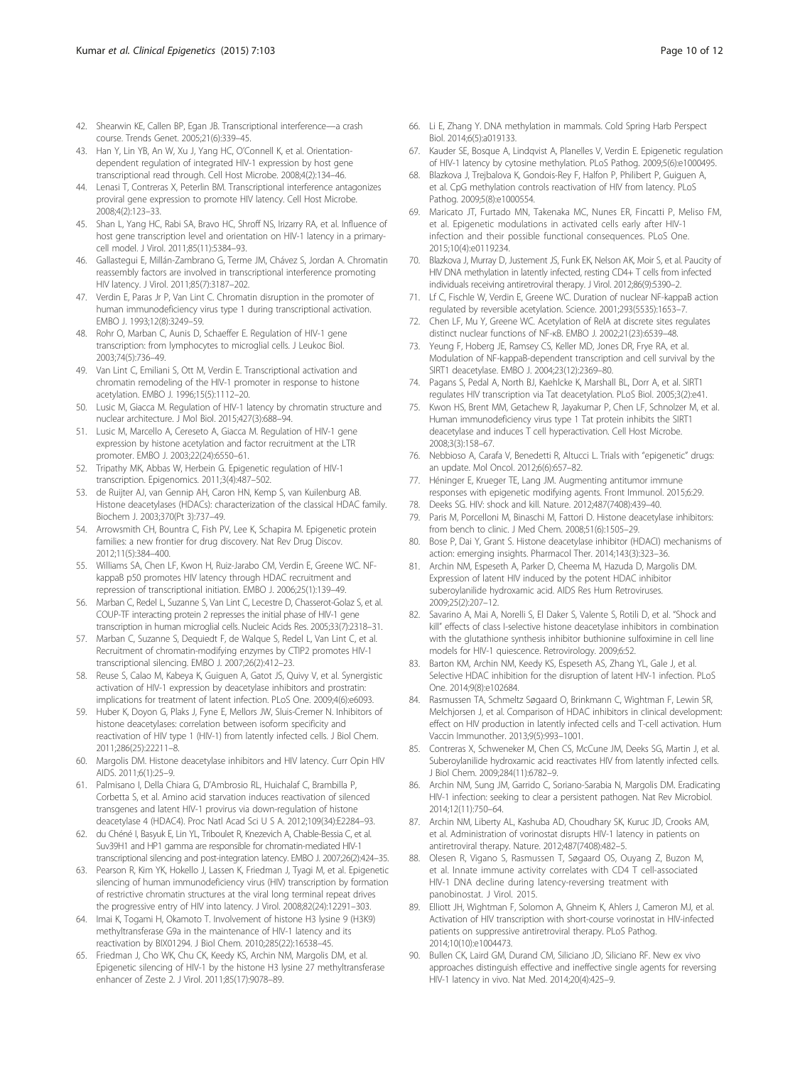42. Shearwin KE, Callen BP, Egan JB. Transcriptional interference—a crash course. Trends Genet. 2005;21(6):339–45.
43. Han Y, Lin YB, An W, Xu J, Yang HC, O'Connell K, et al. Orientation-dependent regulation of integrated HIV-1 expression by host gene transcriptional read through. Cell Host Microbe. 2008;4(2):134–46.
44. Lenasi T, Contreras X, Peterlin BM. Transcriptional interference antagonizes proviral gene expression to promote HIV latency. Cell Host Microbe. 2008;4(2):123–33.
45. Shan L, Yang HC, Rabi SA, Bravo HC, Shroff NS, Irizarry RA, et al. Influence of host gene transcription level and orientation on HIV-1 latency in a primary-cell model. J Virol. 2011;85(11):5384–93.
46. Gallastegui E, Millán-Zambrano G, Terme JM, Chávez S, Jordan A. Chromatin reassembly factors are involved in transcriptional interference promoting HIV latency. J Virol. 2011;85(7):3187–202.
47. Verdin E, Paras Jr P, Van Lint C. Chromatin disruption in the promoter of human immunodeficiency virus type 1 during transcriptional activation. EMBO J. 1993;12(8):3249–59.
48. Rohr O, Marban C, Aunis D, Schaeffer E. Regulation of HIV-1 gene transcription: from lymphocytes to microglial cells. J Leukoc Biol. 2003;74(5):736–49.
49. Van Lint C, Emiliani S, Ott M, Verdin E. Transcriptional activation and chromatin remodeling of the HIV-1 promoter in response to histone acetylation. EMBO J. 1996;15(5):1112–20.
50. Lusic M, Giacca M. Regulation of HIV-1 latency by chromatin structure and nuclear architecture. J Mol Biol. 2015;427(3):688–94.
51. Lusic M, Marcello A, Cereseto A, Giacca M. Regulation of HIV-1 gene expression by histone acetylation and factor recruitment at the LTR promoter. EMBO J. 2003;22(24):6550–61.
52. Tripathy MK, Abbas W, Herbein G. Epigenetic regulation of HIV-1 transcription. Epigenomics. 2011;3(4):487–502.
53. de Ruijter AJ, van Gennip AH, Caron HN, Kemp S, van Kuilenburg AB. Histone deacetylases (HDACs): characterization of the classical HDAC family. Biochem J. 2003;370(Pt 3):737–49.
54. Arrowsmith CH, Bountra C, Fish PV, Lee K, Schapira M. Epigenetic protein families: a new frontier for drug discovery. Nat Rev Drug Discov. 2012;11(5):384–400.
55. Williams SA, Chen LF, Kwon H, Ruiz-Jarabo CM, Verdin E, Greene WC. NF-kappaB p50 promotes HIV latency through HDAC recruitment and repression of transcriptional initiation. EMBO J. 2006;25(1):139–49.
56. Marban C, Redel L, Suzanne S, Van Lint C, Lecestre D, Chasserot-Golaz S, et al. COUP-TF interacting protein 2 represses the initial phase of HIV-1 gene transcription in human microglial cells. Nucleic Acids Res. 2005;33(7):2318–31.
57. Marban C, Suzanne S, Dequiedt F, de Walque S, Redel L, Van Lint C, et al. Recruitment of chromatin-modifying enzymes by CTIP2 promotes HIV-1 transcriptional silencing. EMBO J. 2007;26(2):412–23.
58. Reuse S, Calao M, Kabeya K, Guiguen A, Gatot JS, Quivy V, et al. Synergistic activation of HIV-1 expression by deacetylase inhibitors and prostratin: implications for treatment of latent infection. PLoS One. 2009;4(6):e6093.
59. Huber K, Doyon G, Plaks J, Fyne E, Mellors JW, Sluis-Cremer N. Inhibitors of histone deacetylases: correlation between isoform specificity and reactivation of HIV type 1 (HIV-1) from latently infected cells. J Biol Chem. 2011;286(25):22211–8.
60. Margolis DM. Histone deacetylase inhibitors and HIV latency. Curr Opin HIV AIDS. 2011;6(1):25–9.
61. Palmisano I, Della Chiara G, D'Ambrosio RL, Huichalaf C, Brambilla P, Corbetta S, et al. Amino acid starvation induces reactivation of silenced transgenes and latent HIV-1 provirus via down-regulation of histone deacetylase 4 (HDAC4). Proc Natl Acad Sci U S A. 2012;109(34):E2284–93.
62. du Chéné I, Basyuk E, Lin YL, Triboulet R, Knezevich A, Chable-Bessia C, et al. Suv39H1 and HP1 gamma are responsible for chromatin-mediated HIV-1 transcriptional silencing and post-integration latency. EMBO J. 2007;26(2):424–35.
63. Pearson R, Kim YK, Hokello J, Lassen K, Friedman J, Tyagi M, et al. Epigenetic silencing of human immunodeficiency virus (HIV) transcription by formation of restrictive chromatin structures at the viral long terminal repeat drives the progressive entry of HIV into latency. J Virol. 2008;82(24):12291–303.
64. Imai K, Togami H, Okamoto T. Involvement of histone H3 lysine 9 (H3K9) methyltransferase G9a in the maintenance of HIV-1 latency and its reactivation by BIX01294. J Biol Chem. 2010;285(22):16538–45.
65. Friedman J, Cho WK, Chu CK, Keedy KS, Archin NM, Margolis DM, et al. Epigenetic silencing of HIV-1 by the histone H3 lysine 27 methyltransferase enhancer of Zeste 2. J Virol. 2011;85(17):9078–89.
66. Li E, Zhang Y. DNA methylation in mammals. Cold Spring Harb Perspect Biol. 2014;6(5):a019133.
67. Kauder SE, Bosque A, Lindqvist A, Planelles V, Verdin E. Epigenetic regulation of HIV-1 latency by cytosine methylation. PLoS Pathog. 2009;5(6):e1000495.
68. Blazkova J, Trejbalova K, Gondois-Rey F, Halfon P, Philibert P, Guiguen A, et al. CpG methylation controls reactivation of HIV from latency. PLoS Pathog. 2009;5(8):e1000554.
69. Maricato JT, Furtado MN, Takenaka MC, Nunes ER, Fincatti P, Meliso FM, et al. Epigenetic modulations in activated cells early after HIV-1 infection and their possible functional consequences. PLoS One. 2015;10(4):e0119234.
70. Blazkova J, Murray D, Justement JS, Funk EK, Nelson AK, Moir S, et al. Paucity of HIV DNA methylation in latently infected, resting CD4+ T cells from infected individuals receiving antiretroviral therapy. J Virol. 2012;86(9):5390–2.
71. Lf C, Fischle W, Verdin E, Greene WC. Duration of nuclear NF-kappaB action regulated by reversible acetylation. Science. 2001;293(5535):1653–7.
72. Chen LF, Mu Y, Greene WC. Acetylation of RelA at discrete sites regulates distinct nuclear functions of NF-κB. EMBO J. 2002;21(23):6539–48.
73. Yeung F, Hoberg JE, Ramsey CS, Keller MD, Jones DR, Frye RA, et al. Modulation of NF-kappaB-dependent transcription and cell survival by the SIRT1 deacetylase. EMBO J. 2004;23(12):2369–80.
74. Pagans S, Pedal A, North BJ, Kaehlcke K, Marshall BL, Dorr A, et al. SIRT1 regulates HIV transcription via Tat deacetylation. PLoS Biol. 2005;3(2):e41.
75. Kwon HS, Brent MM, Getachew R, Jayakumar P, Chen LF, Schnolzer M, et al. Human immunodeficiency virus type 1 Tat protein inhibits the SIRT1 deacetylase and induces T cell hyperactivation. Cell Host Microbe. 2008;3(3):158–67.
76. Nebbioso A, Carafa V, Benedetti R, Altucci L. Trials with "epigenetic" drugs: an update. Mol Oncol. 2012;6(6):657–82.
77. Héninger E, Krueger TE, Lang JM. Augmenting antitumor immune responses with epigenetic modifying agents. Front Immunol. 2015;6:29.
78. Deeks SG. HIV: shock and kill. Nature. 2012;487(7408):439–40.
79. Paris M, Porcelloni M, Binaschi M, Fattori D. Histone deacetylase inhibitors: from bench to clinic. J Med Chem. 2008;51(6):1505–29.
80. Bose P, Dai Y, Grant S. Histone deacetylase inhibitor (HDACI) mechanisms of action: emerging insights. Pharmacol Ther. 2014;143(3):323–36.
81. Archin NM, Espeseth A, Parker D, Cheema M, Hazuda D, Margolis DM. Expression of latent HIV induced by the potent HDAC inhibitor suberoylanilide hydroxamic acid. AIDS Res Hum Retroviruses. 2009;25(2):207–12.
82. Savarino A, Mai A, Norelli S, El Daker S, Valente S, Rotili D, et al. "Shock and kill" effects of class I-selective histone deacetylase inhibitors in combination with the glutathione synthesis inhibitor buthionine sulfoximine in cell line models for HIV-1 quiescence. Retrovirology. 2009;6:52.
83. Barton KM, Archin NM, Keedy KS, Espeseth AS, Zhang YL, Gale J, et al. Selective HDAC inhibition for the disruption of latent HIV-1 infection. PLoS One. 2014;9(8):e102684.
84. Rasmussen TA, Schmeltz Søgaard O, Brinkmann C, Wightman F, Lewin SR, Melchjorsen J, et al. Comparison of HDAC inhibitors in clinical development: effect on HIV production in latently infected cells and T-cell activation. Hum Vaccin Immunother. 2013;9(5):993–1001.
85. Contreras X, Schweneker M, Chen CS, McCune JM, Deeks SG, Martin J, et al. Suberoylanilide hydroxamic acid reactivates HIV from latently infected cells. J Biol Chem. 2009;284(11):6782–9.
86. Archin NM, Sung JM, Garrido C, Soriano-Sarabia N, Margolis DM. Eradicating HIV-1 infection: seeking to clear a persistent pathogen. Nat Rev Microbiol. 2014;12(11):750–64.
87. Archin NM, Liberty AL, Kashuba AD, Choudhary SK, Kuruc JD, Crooks AM, et al. Administration of vorinostat disrupts HIV-1 latency in patients on antiretroviral therapy. Nature. 2012;487(7408):482–5.
88. Olesen R, Vigano S, Rasmussen T, Søgaard OS, Ouyang Z, Buzon M, et al. Innate immune activity correlates with CD4 T cell-associated HIV-1 DNA decline during latency-reversing treatment with panobinostat. J Virol. 2015.
89. Elliott JH, Wightman F, Solomon A, Ghneim K, Ahlers J, Cameron MJ, et al. Activation of HIV transcription with short-course vorinostat in HIV-infected patients on suppressive antiretroviral therapy. PLoS Pathog. 2014;10(10):e1004473.
90. Bullen CK, Laird GM, Durand CM, Siliciano JD, Siliciano RF. New ex vivo approaches distinguish effective and ineffective single agents for reversing HIV-1 latency in vivo. Nat Med. 2014;20(4):425–9.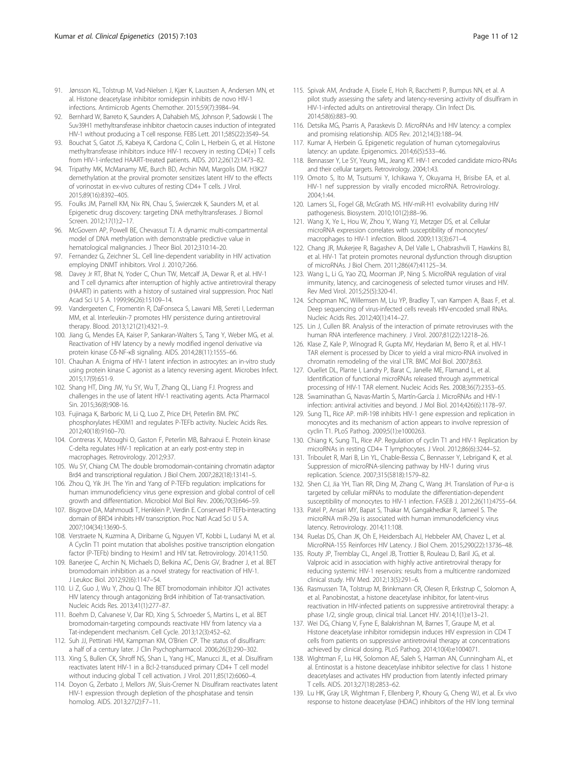91. Jønsson KL, Tolstrup M, Vad-Nielsen J, Kjær K, Laustsen A, Andersen MN, et al. Histone deacetylase inhibitor romidepsin inhibits de novo HIV-1 infections. Antimicrob Agents Chemother. 2015;59(7):3984–94.
92. Bernhard W, Barreto K, Saunders A, Dahabieh MS, Johnson P, Sadowski I. The Suv39H1 methyltransferase inhibitor chaetocin causes induction of integrated HIV-1 without producing a T cell response. FEBS Lett. 2011;585(22):3549–54.
93. Bouchat S, Gatot JS, Kabeya K, Cardona C, Colin L, Herbein G, et al. Histone methyltransferase inhibitors induce HIV-1 recovery in resting CD4(+) T cells from HIV-1-infected HAART-treated patients. AIDS. 2012;26(12):1473–82.
94. Tripathy MK, McManamy ME, Burch BD, Archin NM, Margolis DM. H3K27 demethylation at the proviral promoter sensitizes latent HIV to the effects of vorinostat in ex-vivo cultures of resting CD4+ T cells. J Virol. 2015;89(16):8392–405.
95. Foulks JM, Parnell KM, Nix RN, Chau S, Swierczek K, Saunders M, et al. Epigenetic drug discovery: targeting DNA methyltransferases. J Biomol Screen. 2012;17(1):2–17.
96. McGovern AP, Powell BE, Chevassut TJ. A dynamic multi-compartmental model of DNA methylation with demonstrable predictive value in hematological malignancies. J Theor Biol. 2012;310:14–20.
97. Fernandez G, Zeichner SL. Cell line-dependent variability in HIV activation employing DNMT inhibitors. Virol J. 2010;7:266.
98. Davey Jr RT, Bhat N, Yoder C, Chun TW, Metcalf JA, Dewar R, et al. HIV-1 and T cell dynamics after interruption of highly active antiretroviral therapy (HAART) in patients with a history of sustained viral suppression. Proc Natl Acad Sci U S A. 1999;96(26):15109–14.
99. Vandergeeten C, Fromentin R, DaFonseca S, Lawani MB, Sereti I, Lederman MM, et al. Interleukin-7 promotes HIV persistence during antiretroviral therapy. Blood. 2013;121(21):4321–9.
100. Jiang G, Mendes EA, Kaiser P, Sankaran-Walters S, Tang Y, Weber MG, et al. Reactivation of HIV latency by a newly modified ingenol derivative via protein kinase Cδ-NF-κB signaling. AIDS. 2014;28(11):1555–66.
101. Chauhan A. Enigma of HIV-1 latent infection in astrocytes: an in-vitro study using protein kinase C agonist as a latency reversing agent. Microbes Infect. 2015;17(9):651-9.
102. Shang HT, Ding JW, Yu SY, Wu T, Zhang QL, Liang FJ. Progress and challenges in the use of latent HIV-1 reactivating agents. Acta Pharmacol Sin. 2015;36(8):908-16.
103. Fujinaga K, Barboric M, Li Q, Luo Z, Price DH, Peterlin BM. PKC phosphorylates HEXIM1 and regulates P-TEFb activity. Nucleic Acids Res. 2012;40(18):9160–70.
104. Contreras X, Mzoughi O, Gaston F, Peterlin MB, Bahraoui E. Protein kinase C-delta regulates HIV-1 replication at an early post-entry step in macrophages. Retrovirology. 2012;9:37.
105. Wu SY, Chiang CM. The double bromodomain-containing chromatin adaptor Brd4 and transcriptional regulation. J Biol Chem. 2007;282(18):13141–5.
106. Zhou Q, Yik JH. The Yin and Yang of P-TEFb regulation: implications for human immunodeficiency virus gene expression and global control of cell growth and differentiation. Microbiol Mol Biol Rev. 2006;70(3):646–59.
107. Bisgrove DA, Mahmoudi T, Henklein P, Verdin E. Conserved P-TEFb-interacting domain of BRD4 inhibits HIV transcription. Proc Natl Acad Sci U S A. 2007;104(34):13690–5.
108. Verstraete N, Kuzmina A, Diribarne G, Nguyen VT, Kobbi L, Ludanyi M, et al. A Cyclin T1 point mutation that abolishes positive transcription elongation factor (P-TEFb) binding to Hexim1 and HIV tat. Retrovirology. 2014;11:50.
109. Banerjee C, Archin N, Michaels D, Belkina AC, Denis GV, Bradner J, et al. BET bromodomain inhibition as a novel strategy for reactivation of HIV-1. J Leukoc Biol. 2012;92(6):1147–54.
110. Li Z, Guo J, Wu Y, Zhou Q. The BET bromodomain inhibitor JQ1 activates HIV latency through antagonizing Brd4 inhibition of Tat-transactivation. Nucleic Acids Res. 2013;41(1):277–87.
111. Boehm D, Calvanese V, Dar RD, Xing S, Schroeder S, Martins L, et al. BET bromodomain-targeting compounds reactivate HIV from latency via a Tat-independent mechanism. Cell Cycle. 2013;12(3):452–62.
112. Suh JJ, Pettinati HM, Kampman KM, O'Brien CP. The status of disulfiram: a half of a century later. J Clin Psychopharmacol. 2006;26(3):290–302.
113. Xing S, Bullen CK, Shroff NS, Shan L, Yang HC, Manucci JL, et al. Disulfiram reactivates latent HIV-1 in a Bcl-2-transduced primary CD4+ T cell model without inducing global T cell activation. J Virol. 2011;85(12):6060–4.
114. Doyon G, Zerbato J, Mellors JW, Sluis-Cremer N. Disulfiram reactivates latent HIV-1 expression through depletion of the phosphatase and tensin homolog. AIDS. 2013;27(2):F7–11.
115. Spivak AM, Andrade A, Eisele E, Hoh R, Bacchetti P, Bumpus NN, et al. A pilot study assessing the safety and latency-reversing activity of disulfiram in HIV-1-infected adults on antiretroviral therapy. Clin Infect Dis. 2014;58(6):883–90.
116. Detsika MG, Psarris A, Paraskevis D. *Micro*RNAs and HIV latency: a complex and promising relationship. AIDS Rev. 2012;14(3):188–94.
117. Kumar A, Herbein G. Epigenetic regulation of human cytomegalovirus latency: an update. Epigenomics. 2014;6(5):533–46.
118. Bennasser Y, Le SY, Yeung ML, Jeang KT. HIV-1 encoded candidate micro-RNAs and their cellular targets. Retrovirology. 2004;1:43.
119. Omoto S, Ito M, Tsutsumi Y, Ichikawa Y, Okuyama H, Brisibe EA, et al. HIV-1 nef suppression by virally encoded microRNA. Retrovirology. 2004;1:44.
120. Lamers SL, Fogel GB, McGrath MS. HIV-miR-H1 evolvability during HIV pathogenesis. Biosystem. 2010;101(2):88–96.
121. Wang X, Ye L, Hou W, Zhou Y, Wang YJ, Metzger DS, et al. Cellular microRNA expression correlates with susceptibility of monocytes/ macrophages to HIV-1 infection. Blood. 2009;113(3):671–4.
122. Chang JR, Mukerjee R, Bagashev A, Del Valle L, Chabrashvili T, Hawkins BJ, et al. HIV-1 Tat protein promotes neuronal dysfunction through disruption of microRNAs. J Biol Chem. 2011;286(47):41125–34.
123. Wang L, Li G, Yao ZQ, Moorman JP, Ning S. MicroRNA regulation of viral immunity, latency, and carcinogenesis of selected tumor viruses and HIV. Rev Med Virol. 2015;25(5):320-41.
124. Schopman NC, Willemsen M, Liu YP, Bradley T, van Kampen A, Baas F, et al. Deep sequencing of virus-infected cells reveals HIV-encoded small RNAs. Nucleic Acids Res. 2012;40(1):414–27.
125. Lin J, Cullen BR. Analysis of the interaction of primate retroviruses with the human RNA interference machinery. J Virol. 2007;81(22):12218–26.
126. Klase Z, Kale P, Winograd R, Gupta MV, Heydarian M, Berro R, et al. HIV-1 TAR element is processed by Dicer to yield a viral micro-RNA involved in chromatin remodeling of the viral LTR. BMC Mol Biol. 2007;8:63.
127. Ouellet DL, Plante I, Landry P, Barat C, Janelle ME, Flamand L, et al. Identification of functional microRNAs released through asymmetrical processing of HIV-1 TAR element. Nucleic Acids Res. 2008;36(7):2353–65.
128. Swaminathan G, Navas-Martín S, Martín-García J. MicroRNAs and HIV-1 infection: antiviral activities and beyond. J Mol Biol. 2014;426(6):1178–97.
129. Sung TL, Rice AP. miR-198 inhibits HIV-1 gene expression and replication in monocytes and its mechanism of action appears to involve repression of cyclin T1. PLoS Pathog. 2009;5(1):e1000263.
130. Chiang K, Sung TL, Rice AP. Regulation of cyclin T1 and HIV-1 Replication by microRNAs in resting CD4+ T lymphocytes. J Virol. 2012;86(6):3244–52.
131. Triboulet R, Mari B, Lin YL, Chable-Bessia C, Bennasser Y, Lebrigand K, et al. Suppression of microRNA-silencing pathway by HIV-1 during virus replication. Science. 2007;315(5818):1579–82.
132. Shen CJ, Jia YH, Tian RR, Ding M, Zhang C, Wang JH. Translation of Pur-α is targeted by cellular miRNAs to modulate the differentiation-dependent susceptibility of monocytes to HIV-1 infection. FASEB J. 2012;26(11):4755–64.
133. Patel P, Ansari MY, Bapat S, Thakar M, Gangakhedkar R, Jameel S. The microRNA miR-29a is associated with human immunodeficiency virus latency. Retrovirology. 2014;11:108.
134. Ruelas DS, Chan JK, Oh E, Heidersbach AJ, Hebbeler AM, Chavez L, et al. MicroRNA-155 Reinforces HIV Latency. J Biol Chem. 2015;290(22):13736–48.
135. Routy JP, Tremblay CL, Angel JB, Trottier B, Rouleau D, Baril JG, et al. Valproic acid in association with highly active antiretroviral therapy for reducing systemic HIV-1 reservoirs: results from a multicentre randomized clinical study. HIV Med. 2012;13(5):291–6.
136. Rasmussen TA, Tolstrup M, Brinkmann CR, Olesen R, Erikstrup C, Solomon A, et al. Panobinostat, a histone deacetylase inhibitor, for latent-virus reactivation in HIV-infected patients on suppressive antiretroviral therapy: a phase 1/2, single group, clinical trial. Lancet HIV. 2014;1(1):e13–21.
137. Wei DG, Chiang V, Fyne E, Balakrishnan M, Barnes T, Graupe M, et al. Histone deacetylase inhibitor romidepsin induces HIV expression in CD4 T cells from patients on suppressive antiretroviral therapy at concentrations achieved by clinical dosing. PLoS Pathog. 2014;10(4):e1004071.
138. Wightman F, Lu HK, Solomon AE, Saleh S, Harman AN, Cunningham AL, et al. Entinostat is a histone deacetylase inhibitor selective for class 1 histone deacetylases and activates HIV production from latently infected primary T cells. AIDS. 2013;27(18):2853–62.
139. Lu HK, Gray LR, Wightman F, Ellenberg P, Khoury G, Cheng WJ, et al. Ex vivo response to histone deacetylase (HDAC) inhibitors of the HIV long terminal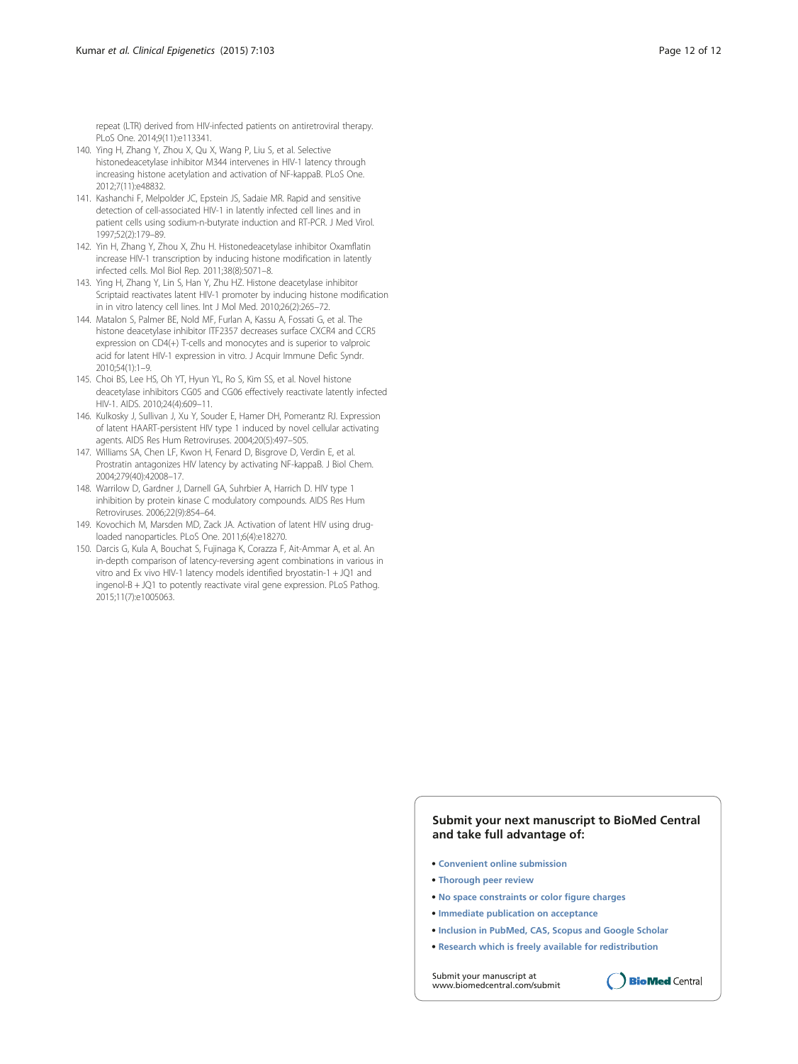repeat (LTR) derived from HIV-infected patients on antiretroviral therapy. PLoS One. 2014;9(11):e113341.

140. Ying H, Zhang Y, Zhou X, Qu X, Wang P, Liu S, et al. Selective histonedeacetylase inhibitor M344 intervenes in HIV-1 latency through increasing histone acetylation and activation of NF-kappaB. PLoS One. 2012;7(11):e48832.
141. Kashanchi F, Melpolder JC, Epstein JS, Sadaie MR. Rapid and sensitive detection of cell-associated HIV-1 in latently infected cell lines and in patient cells using sodium-n-butyrate induction and RT-PCR. J Med Virol. 1997;52(2):179–89.
142. Yin H, Zhang Y, Zhou X, Zhu H. Histonedeacetylase inhibitor Oxamflatin increase HIV-1 transcription by inducing histone modification in latently infected cells. Mol Biol Rep. 2011;38(8):5071–8.
143. Ying H, Zhang Y, Lin S, Han Y, Zhu HZ. Histone deacetylase inhibitor Scriptaid reactivates latent HIV-1 promoter by inducing histone modification in in vitro latency cell lines. Int J Mol Med. 2010;26(2):265–72.
144. Matalon S, Palmer BE, Nold MF, Furlan A, Kassu A, Fossati G, et al. The histone deacetylase inhibitor ITF2357 decreases surface CXCR4 and CCR5 expression on CD4(+) T-cells and monocytes and is superior to valproic acid for latent HIV-1 expression in vitro. J Acquir Immune Defic Syndr. 2010;54(1):1–9.
145. Choi BS, Lee HS, Oh YT, Hyun YL, Ro S, Kim SS, et al. Novel histone deacetylase inhibitors CG05 and CG06 effectively reactivate latently infected HIV-1. AIDS. 2010;24(4):609–11.
146. Kulkosky J, Sullivan J, Xu Y, Souder E, Hamer DH, Pomerantz RJ. Expression of latent HAART-persistent HIV type 1 induced by novel cellular activating agents. AIDS Res Hum Retroviruses. 2004;20(5):497–505.
147. Williams SA, Chen LF, Kwon H, Fenard D, Bisgrove D, Verdin E, et al. Prostratin antagonizes HIV latency by activating NF-kappaB. J Biol Chem. 2004;279(40):42008–17.
148. Warrilow D, Gardner J, Darnell GA, Suhrbier A, Harrich D. HIV type 1 inhibition by protein kinase C modulatory compounds. AIDS Res Hum Retroviruses. 2006;22(9):854–64.
149. Kovochich M, Marsden MD, Zack JA. Activation of latent HIV using drug-loaded nanoparticles. PLoS One. 2011;6(4):e18270.
150. Darcis G, Kula A, Bouchat S, Fujinaga K, Corazza F, Ait-Ammar A, et al. An in-depth comparison of latency-reversing agent combinations in various in vitro and Ex vivo HIV-1 latency models identified bryostatin-1 + JQ1 and ingenol-B + JQ1 to potently reactivate viral gene expression. PLoS Pathog. 2015;11(7):e1005063.

**Submit your next manuscript to BioMed Central and take full advantage of:**

- Convenient online submission
- Thorough peer review
- No space constraints or color figure charges
- Immediate publication on acceptance
- Inclusion in PubMed, CAS, Scopus and Google Scholar
- Research which is freely available for redistribution

Submit your manuscript at www.biomedcentral.com/submit

BioMed Central